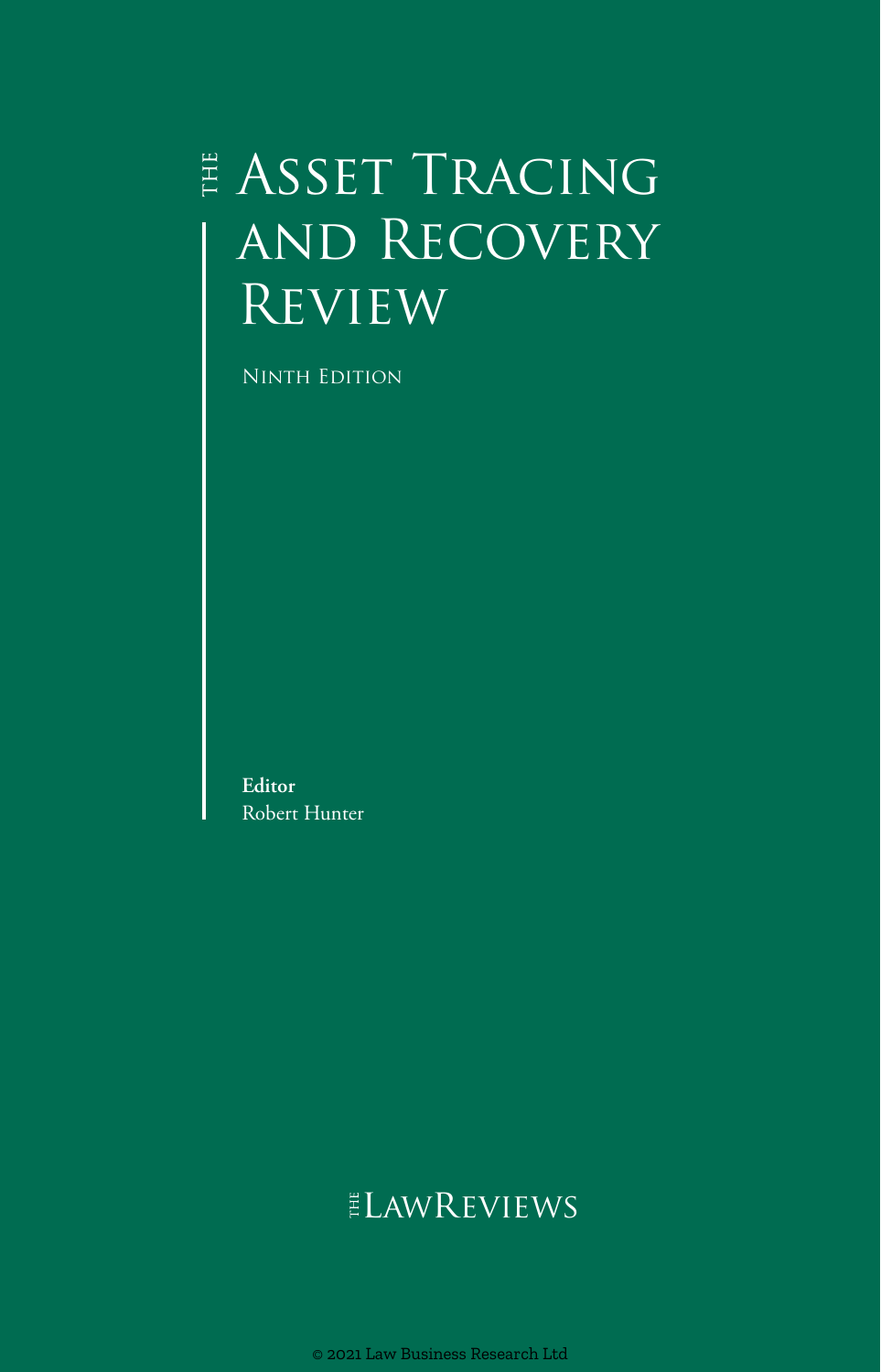# The Asset Tracing and Recovery Review

Ninth Edition

**Editor**
Robert Hunter

The LawReviews

© 2021 Law Business Research Ltd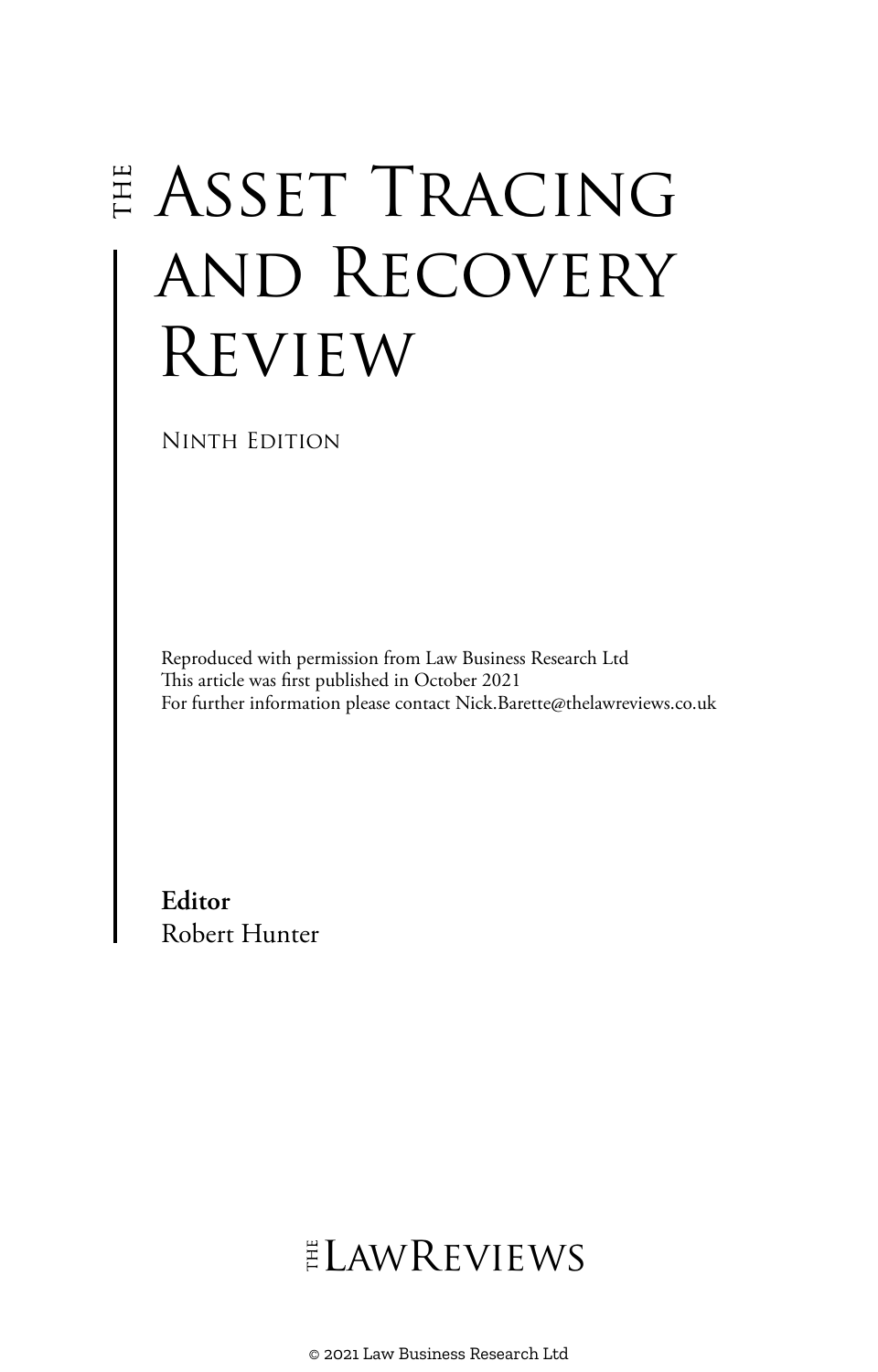# The Asset Tracing and Recovery Review

Ninth Edition

Reproduced with permission from Law Business Research Ltd
This article was first published in October 2021
For further information please contact Nick.Barette@thelawreviews.co.uk

**Editor**
Robert Hunter

The LawReviews

© 2021 Law Business Research Ltd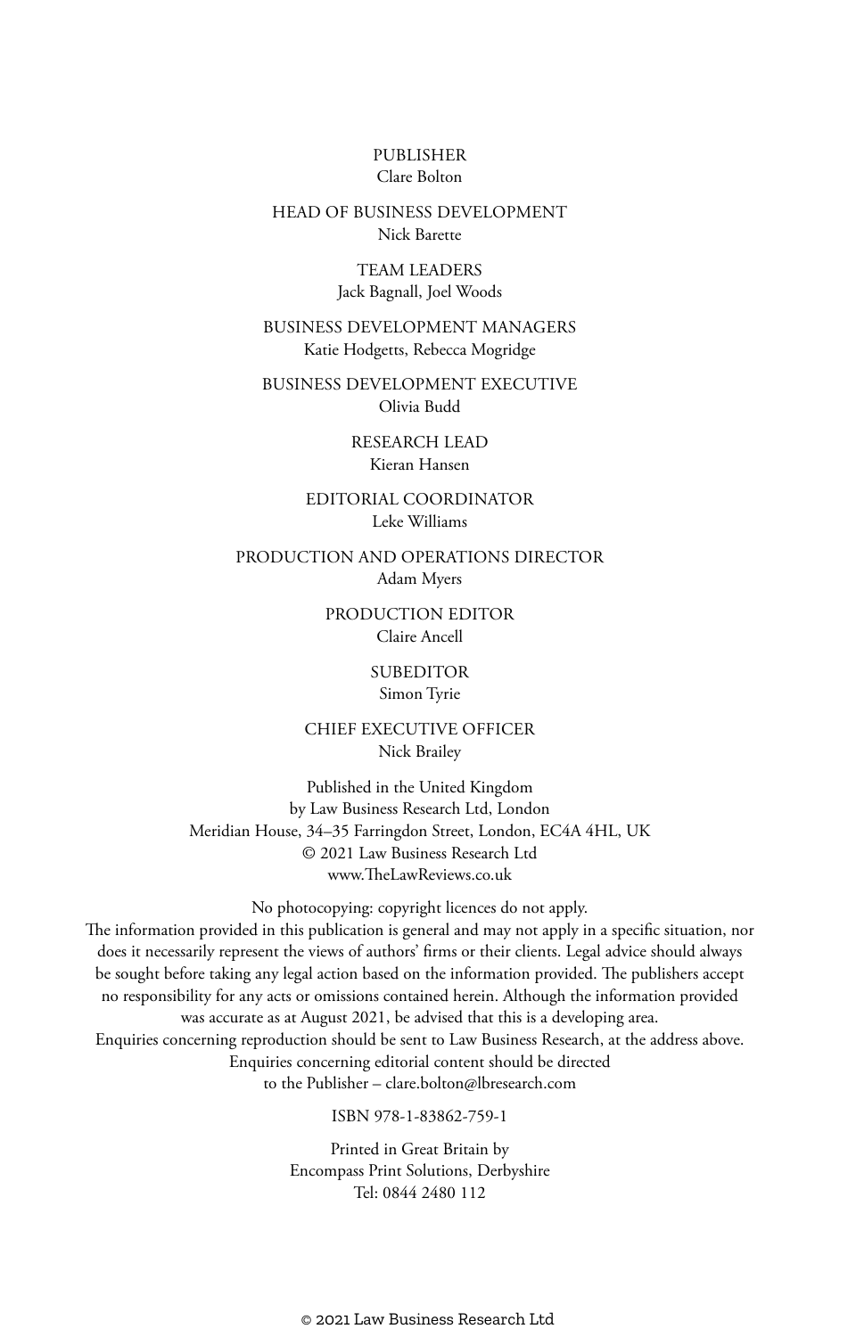PUBLISHER
Clare Bolton

HEAD OF BUSINESS DEVELOPMENT
Nick Barette

TEAM LEADERS
Jack Bagnall, Joel Woods

BUSINESS DEVELOPMENT MANAGERS
Katie Hodgetts, Rebecca Mogridge

BUSINESS DEVELOPMENT EXECUTIVE
Olivia Budd

RESEARCH LEAD
Kieran Hansen

EDITORIAL COORDINATOR
Leke Williams

PRODUCTION AND OPERATIONS DIRECTOR
Adam Myers

PRODUCTION EDITOR
Claire Ancell

SUBEDITOR
Simon Tyrie

CHIEF EXECUTIVE OFFICER
Nick Brailey

Published in the United Kingdom
by Law Business Research Ltd, London
Meridian House, 34–35 Farringdon Street, London, EC4A 4HL, UK
© 2021 Law Business Research Ltd
www.TheLawReviews.co.uk

No photocopying: copyright licences do not apply.
The information provided in this publication is general and may not apply in a specific situation, nor does it necessarily represent the views of authors' firms or their clients. Legal advice should always be sought before taking any legal action based on the information provided. The publishers accept no responsibility for any acts or omissions contained herein. Although the information provided was accurate as at August 2021, be advised that this is a developing area.
Enquiries concerning reproduction should be sent to Law Business Research, at the address above.
Enquiries concerning editorial content should be directed
to the Publisher – clare.bolton@lbresearch.com

ISBN 978-1-83862-759-1

Printed in Great Britain by
Encompass Print Solutions, Derbyshire
Tel: 0844 2480 112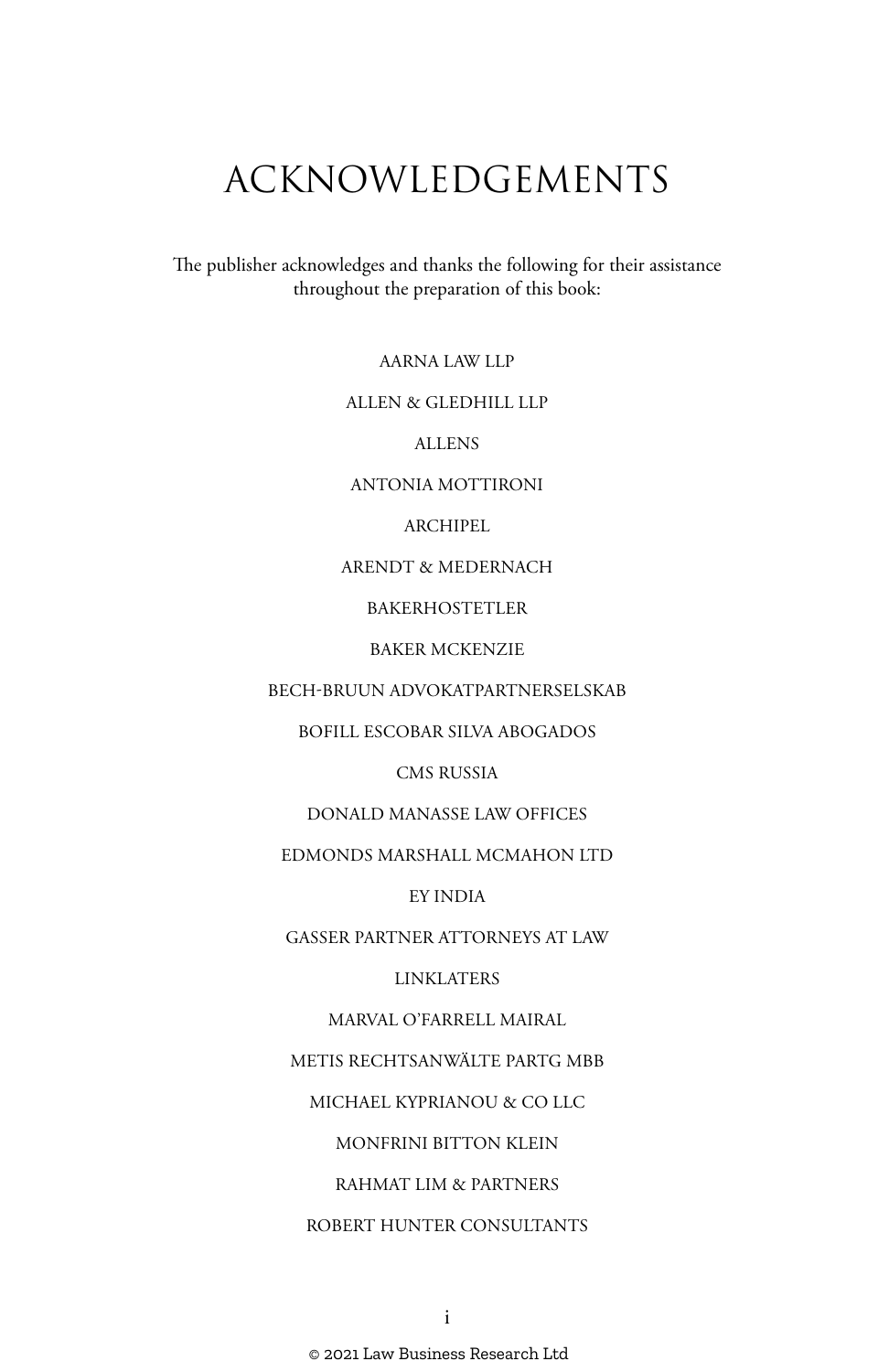# ACKNOWLEDGEMENTS

The publisher acknowledges and thanks the following for their assistance throughout the preparation of this book:

AARNA LAW LLP

ALLEN & GLEDHILL LLP

ALLENS

ANTONIA MOTTIRONI

ARCHIPEL

ARENDT & MEDERNACH

BAKERHOSTETLER

BAKER MCKENZIE

BECH-BRUUN ADVOKATPARTNERSELSKAB

BOFILL ESCOBAR SILVA ABOGADOS

CMS RUSSIA

DONALD MANASSE LAW OFFICES

EDMONDS MARSHALL MCMAHON LTD

EY INDIA

GASSER PARTNER ATTORNEYS AT LAW

LINKLATERS

MARVAL O'FARRELL MAIRAL

METIS RECHTSANWÄLTE PARTG MBB

MICHAEL KYPRIANOU & CO LLC

MONFRINI BITTON KLEIN

RAHMAT LIM & PARTNERS

ROBERT HUNTER CONSULTANTS

© 2021 Law Business Research Ltd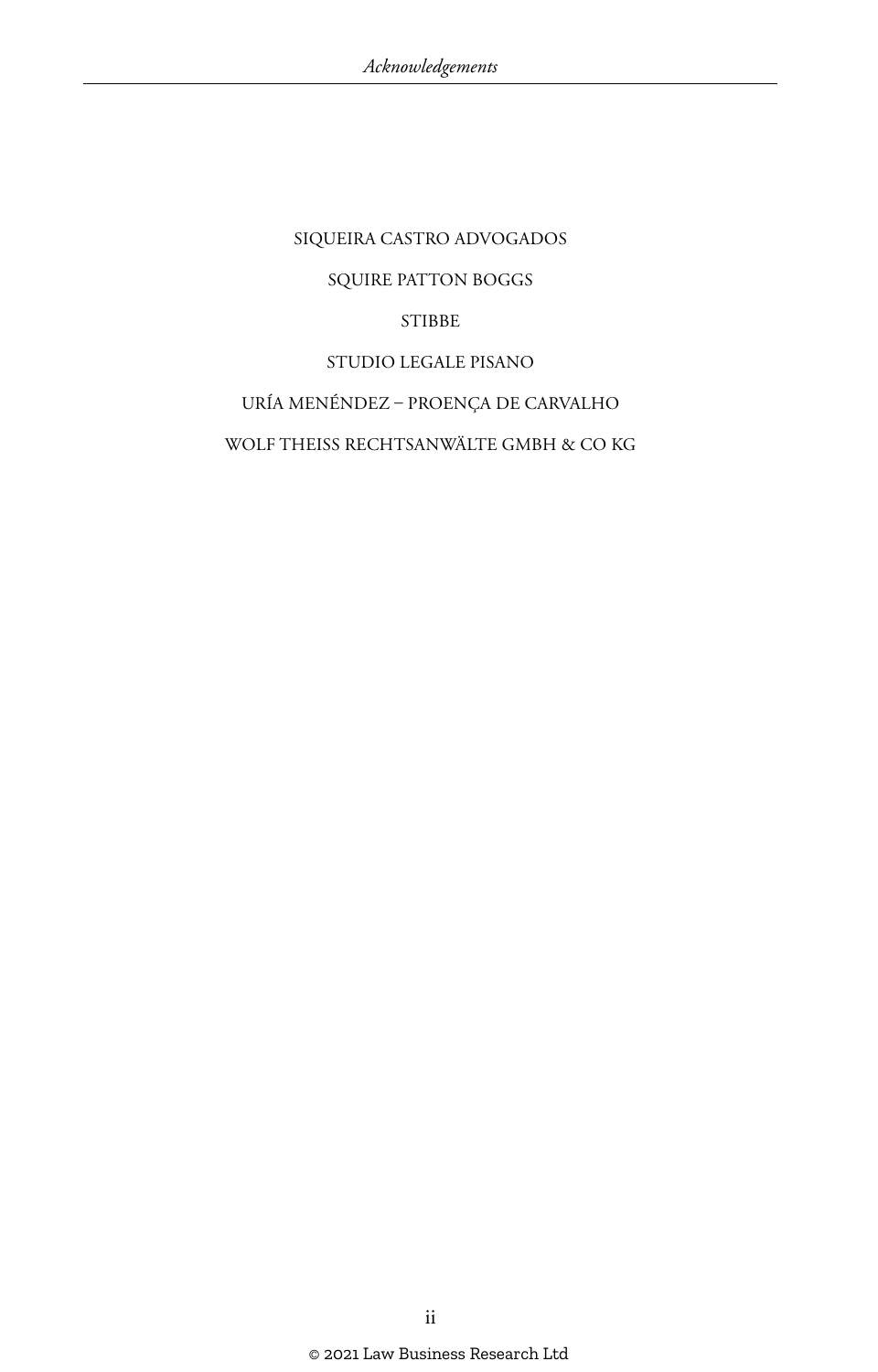SIQUEIRA CASTRO ADVOGADOS

SQUIRE PATTON BOGGS

STIBBE

STUDIO LEGALE PISANO

URÍA MENÉNDEZ – PROENÇA DE CARVALHO

WOLF THEISS RECHTSANWÄLTE GMBH & CO KG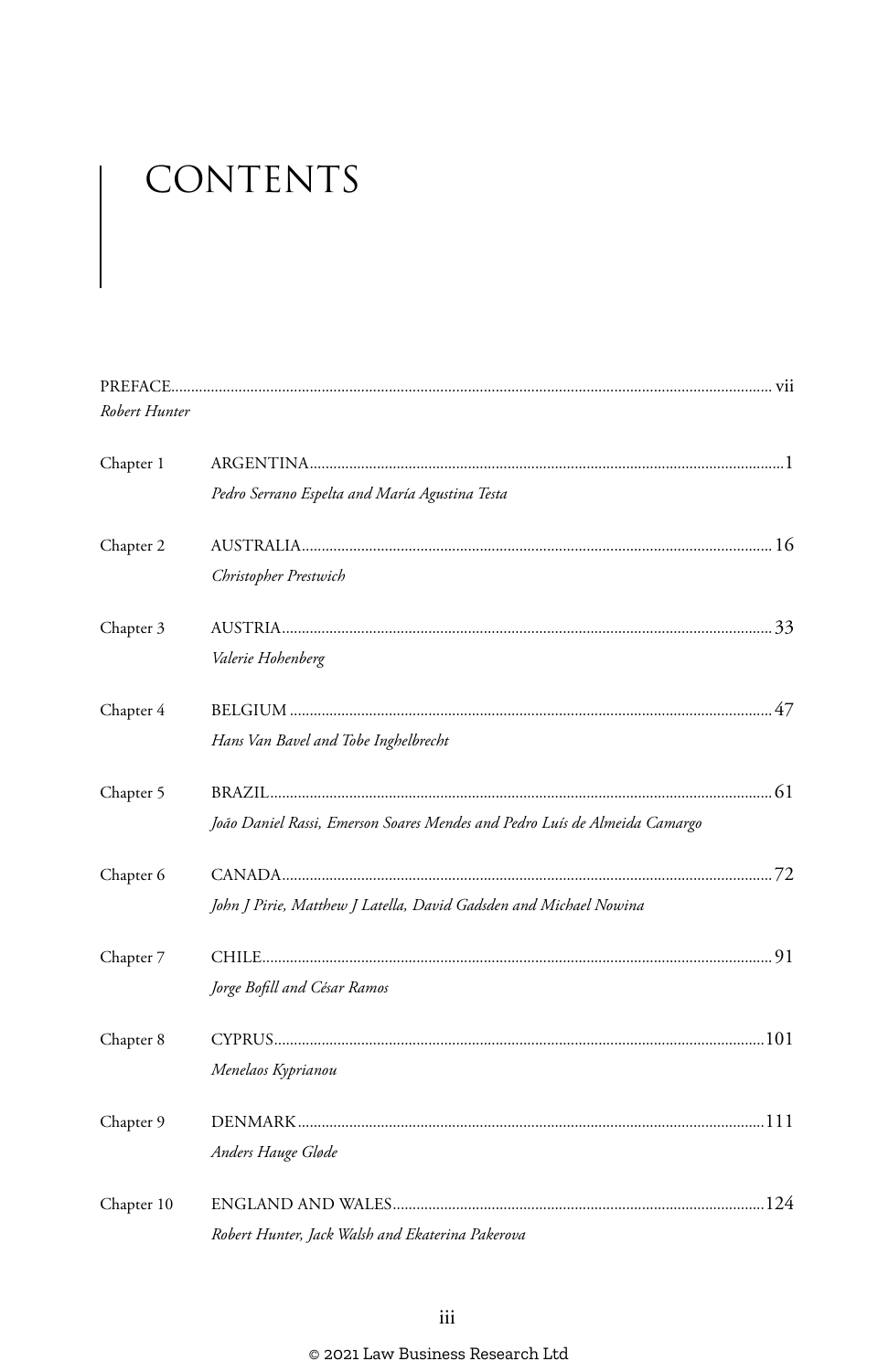# CONTENTS

| | | |
|---|---|---|
| PREFACE | | vii |
| *Robert Hunter* | | |
| Chapter 1 | ARGENTINA | 1 |
| | *Pedro Serrano Espelta and María Agustina Testa* | |
| Chapter 2 | AUSTRALIA | 16 |
| | *Christopher Prestwich* | |
| Chapter 3 | AUSTRIA | 33 |
| | *Valerie Hohenberg* | |
| Chapter 4 | BELGIUM | 47 |
| | *Hans Van Bavel and Tobe Inghelbrecht* | |
| Chapter 5 | BRAZIL | 61 |
| | *João Daniel Rassi, Emerson Soares Mendes and Pedro Luís de Almeida Camargo* | |
| Chapter 6 | CANADA | 72 |
| | *John J Pirie, Matthew J Latella, David Gadsden and Michael Nowina* | |
| Chapter 7 | CHILE | 91 |
| | *Jorge Bofill and César Ramos* | |
| Chapter 8 | CYPRUS | 101 |
| | *Menelaos Kyprianou* | |
| Chapter 9 | DENMARK | 111 |
| | *Anders Hauge Gløde* | |
| Chapter 10 | ENGLAND AND WALES | 124 |
| | *Robert Hunter, Jack Walsh and Ekaterina Pakerova* | |

© 2021 Law Business Research Ltd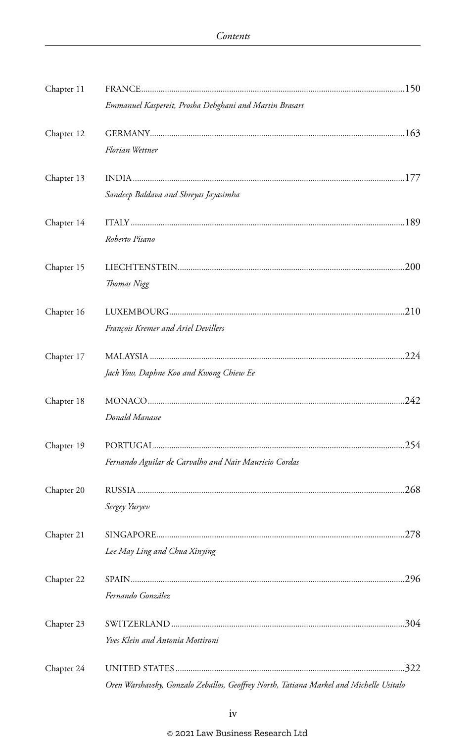| | | |
|---|---|---|
| Chapter 11 | FRANCE<br>*Emmanuel Kaspereit, Prosha Dehghani and Martin Brasart* | 150 |
| Chapter 12 | GERMANY<br>*Florian Wettner* | 163 |
| Chapter 13 | INDIA<br>*Sandeep Baldava and Shreyas Jayasimha* | 177 |
| Chapter 14 | ITALY<br>*Roberto Pisano* | 189 |
| Chapter 15 | LIECHTENSTEIN<br>*Thomas Nigg* | 200 |
| Chapter 16 | LUXEMBOURG<br>*François Kremer and Ariel Devillers* | 210 |
| Chapter 17 | MALAYSIA<br>*Jack Yow, Daphne Koo and Kwong Chiew Ee* | 224 |
| Chapter 18 | MONACO<br>*Donald Manasse* | 242 |
| Chapter 19 | PORTUGAL<br>*Fernando Aguilar de Carvalho and Nair Maurício Cordas* | 254 |
| Chapter 20 | RUSSIA<br>*Sergey Yuryev* | 268 |
| Chapter 21 | SINGAPORE<br>*Lee May Ling and Chua Xinying* | 278 |
| Chapter 22 | SPAIN<br>*Fernando González* | 296 |
| Chapter 23 | SWITZERLAND<br>*Yves Klein and Antonia Mottironi* | 304 |
| Chapter 24 | UNITED STATES<br>*Oren Warshavsky, Gonzalo Zeballos, Geoffrey North, Tatiana Markel and Michelle Usitalo* | 322 |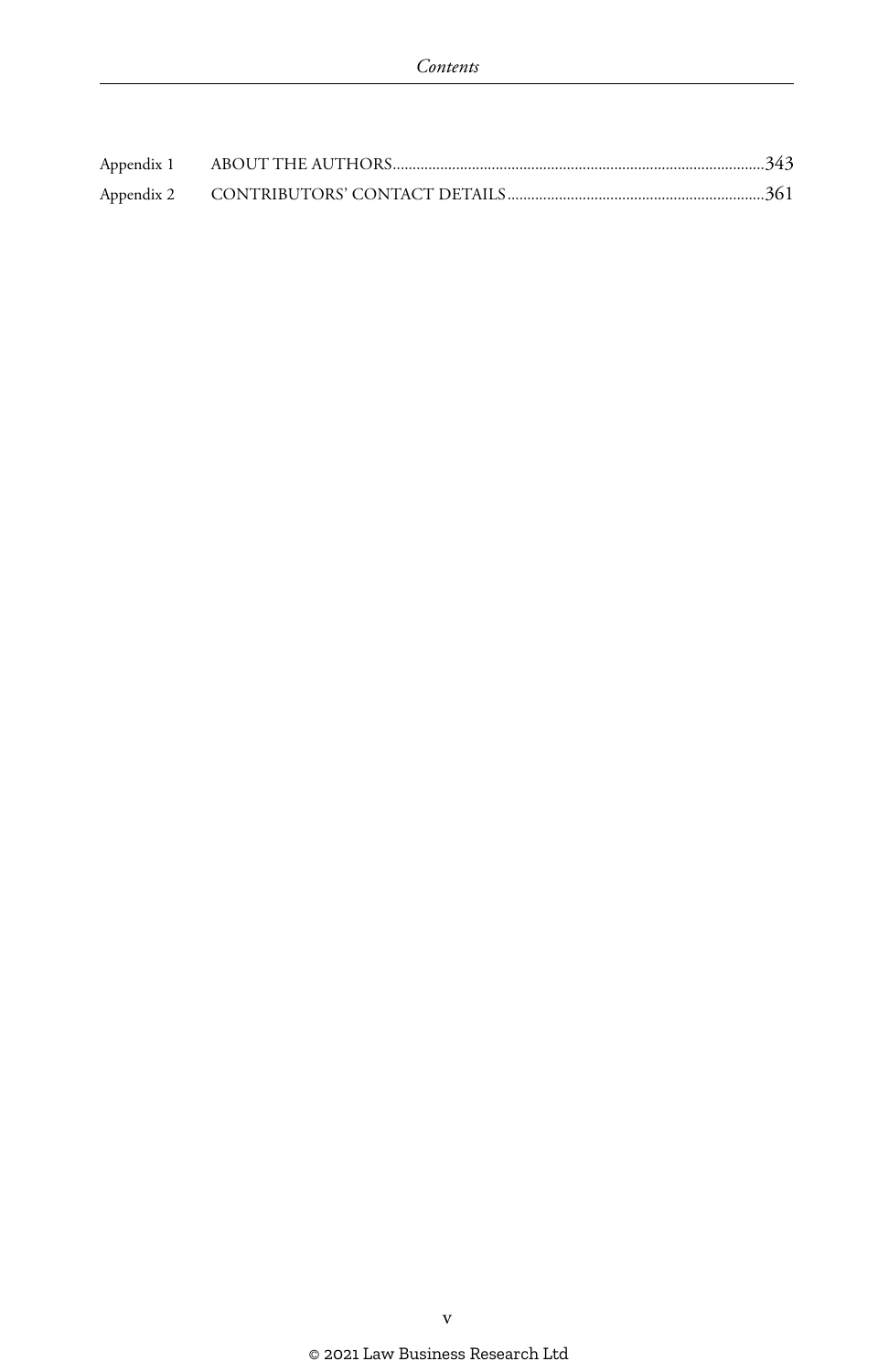Appendix 1 ABOUT THE AUTHORS ... 343

Appendix 2 CONTRIBUTORS' CONTACT DETAILS ... 361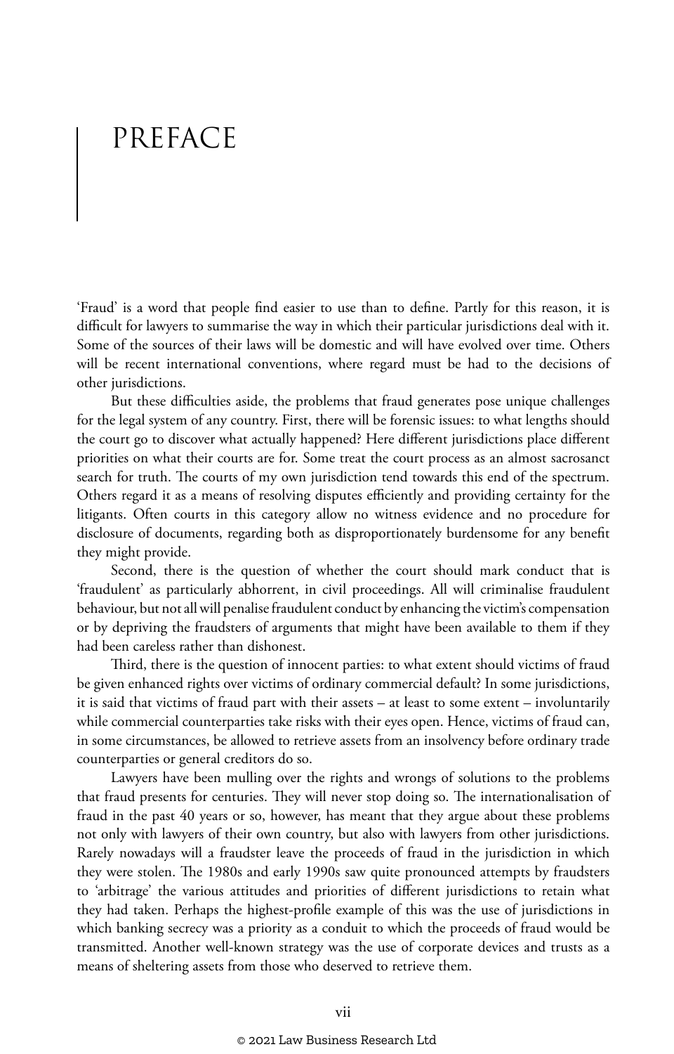# PREFACE

'Fraud' is a word that people find easier to use than to define. Partly for this reason, it is difficult for lawyers to summarise the way in which their particular jurisdictions deal with it. Some of the sources of their laws will be domestic and will have evolved over time. Others will be recent international conventions, where regard must be had to the decisions of other jurisdictions.

But these difficulties aside, the problems that fraud generates pose unique challenges for the legal system of any country. First, there will be forensic issues: to what lengths should the court go to discover what actually happened? Here different jurisdictions place different priorities on what their courts are for. Some treat the court process as an almost sacrosanct search for truth. The courts of my own jurisdiction tend towards this end of the spectrum. Others regard it as a means of resolving disputes efficiently and providing certainty for the litigants. Often courts in this category allow no witness evidence and no procedure for disclosure of documents, regarding both as disproportionately burdensome for any benefit they might provide.

Second, there is the question of whether the court should mark conduct that is 'fraudulent' as particularly abhorrent, in civil proceedings. All will criminalise fraudulent behaviour, but not all will penalise fraudulent conduct by enhancing the victim's compensation or by depriving the fraudsters of arguments that might have been available to them if they had been careless rather than dishonest.

Third, there is the question of innocent parties: to what extent should victims of fraud be given enhanced rights over victims of ordinary commercial default? In some jurisdictions, it is said that victims of fraud part with their assets – at least to some extent – involuntarily while commercial counterparties take risks with their eyes open. Hence, victims of fraud can, in some circumstances, be allowed to retrieve assets from an insolvency before ordinary trade counterparties or general creditors do so.

Lawyers have been mulling over the rights and wrongs of solutions to the problems that fraud presents for centuries. They will never stop doing so. The internationalisation of fraud in the past 40 years or so, however, has meant that they argue about these problems not only with lawyers of their own country, but also with lawyers from other jurisdictions. Rarely nowadays will a fraudster leave the proceeds of fraud in the jurisdiction in which they were stolen. The 1980s and early 1990s saw quite pronounced attempts by fraudsters to 'arbitrage' the various attitudes and priorities of different jurisdictions to retain what they had taken. Perhaps the highest-profile example of this was the use of jurisdictions in which banking secrecy was a priority as a conduit to which the proceeds of fraud would be transmitted. Another well-known strategy was the use of corporate devices and trusts as a means of sheltering assets from those who deserved to retrieve them.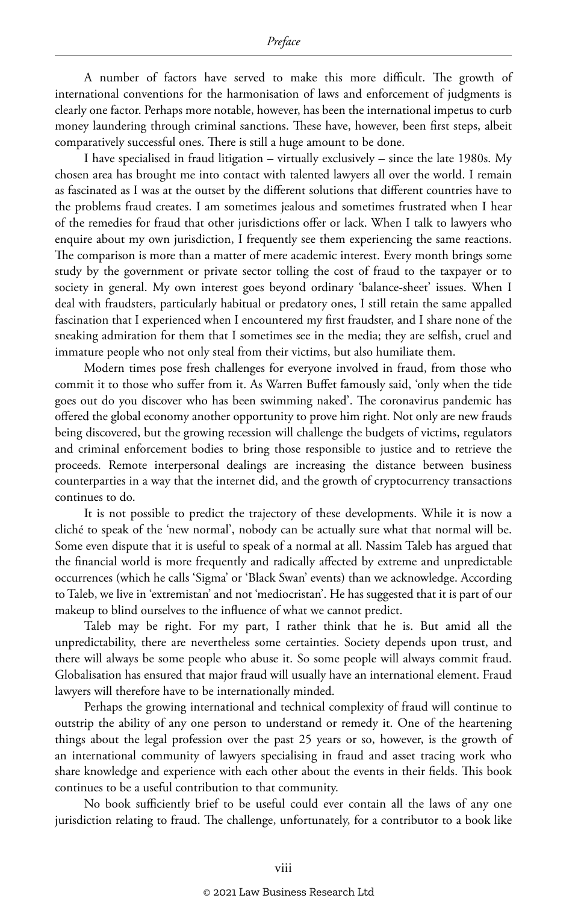A number of factors have served to make this more difficult. The growth of international conventions for the harmonisation of laws and enforcement of judgments is clearly one factor. Perhaps more notable, however, has been the international impetus to curb money laundering through criminal sanctions. These have, however, been first steps, albeit comparatively successful ones. There is still a huge amount to be done.

I have specialised in fraud litigation – virtually exclusively – since the late 1980s. My chosen area has brought me into contact with talented lawyers all over the world. I remain as fascinated as I was at the outset by the different solutions that different countries have to the problems fraud creates. I am sometimes jealous and sometimes frustrated when I hear of the remedies for fraud that other jurisdictions offer or lack. When I talk to lawyers who enquire about my own jurisdiction, I frequently see them experiencing the same reactions. The comparison is more than a matter of mere academic interest. Every month brings some study by the government or private sector tolling the cost of fraud to the taxpayer or to society in general. My own interest goes beyond ordinary 'balance-sheet' issues. When I deal with fraudsters, particularly habitual or predatory ones, I still retain the same appalled fascination that I experienced when I encountered my first fraudster, and I share none of the sneaking admiration for them that I sometimes see in the media; they are selfish, cruel and immature people who not only steal from their victims, but also humiliate them.

Modern times pose fresh challenges for everyone involved in fraud, from those who commit it to those who suffer from it. As Warren Buffet famously said, 'only when the tide goes out do you discover who has been swimming naked'. The coronavirus pandemic has offered the global economy another opportunity to prove him right. Not only are new frauds being discovered, but the growing recession will challenge the budgets of victims, regulators and criminal enforcement bodies to bring those responsible to justice and to retrieve the proceeds. Remote interpersonal dealings are increasing the distance between business counterparties in a way that the internet did, and the growth of cryptocurrency transactions continues to do.

It is not possible to predict the trajectory of these developments. While it is now a cliché to speak of the 'new normal', nobody can be actually sure what that normal will be. Some even dispute that it is useful to speak of a normal at all. Nassim Taleb has argued that the financial world is more frequently and radically affected by extreme and unpredictable occurrences (which he calls 'Sigma' or 'Black Swan' events) than we acknowledge. According to Taleb, we live in 'extremistan' and not 'mediocristan'. He has suggested that it is part of our makeup to blind ourselves to the influence of what we cannot predict.

Taleb may be right. For my part, I rather think that he is. But amid all the unpredictability, there are nevertheless some certainties. Society depends upon trust, and there will always be some people who abuse it. So some people will always commit fraud. Globalisation has ensured that major fraud will usually have an international element. Fraud lawyers will therefore have to be internationally minded.

Perhaps the growing international and technical complexity of fraud will continue to outstrip the ability of any one person to understand or remedy it. One of the heartening things about the legal profession over the past 25 years or so, however, is the growth of an international community of lawyers specialising in fraud and asset tracing work who share knowledge and experience with each other about the events in their fields. This book continues to be a useful contribution to that community.

No book sufficiently brief to be useful could ever contain all the laws of any one jurisdiction relating to fraud. The challenge, unfortunately, for a contributor to a book like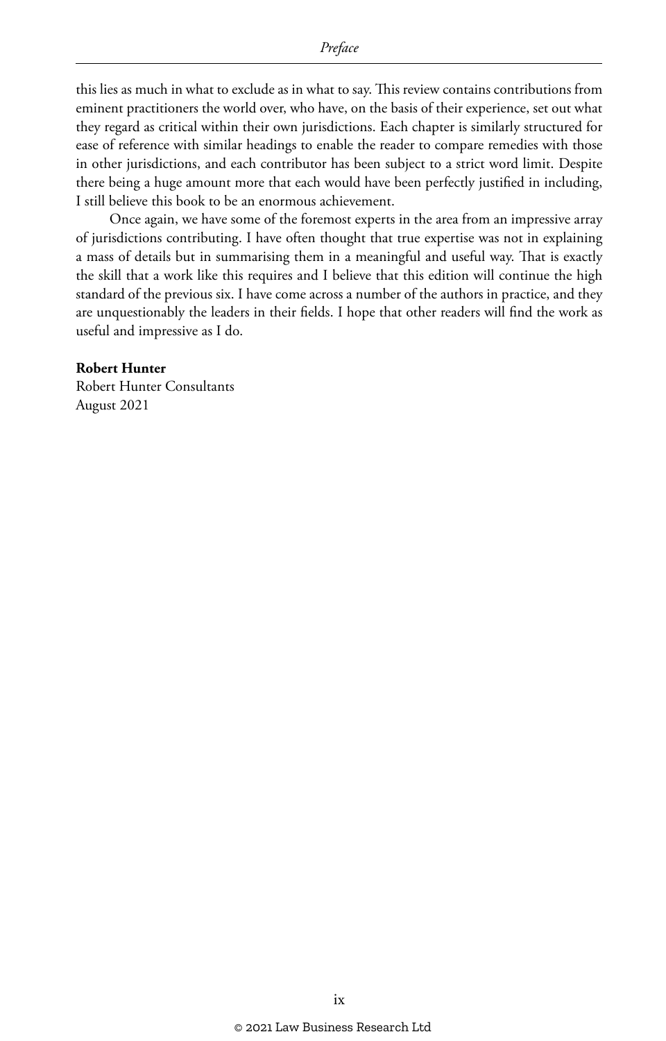this lies as much in what to exclude as in what to say. This review contains contributions from eminent practitioners the world over, who have, on the basis of their experience, set out what they regard as critical within their own jurisdictions. Each chapter is similarly structured for ease of reference with similar headings to enable the reader to compare remedies with those in other jurisdictions, and each contributor has been subject to a strict word limit. Despite there being a huge amount more that each would have been perfectly justified in including, I still believe this book to be an enormous achievement.

Once again, we have some of the foremost experts in the area from an impressive array of jurisdictions contributing. I have often thought that true expertise was not in explaining a mass of details but in summarising them in a meaningful and useful way. That is exactly the skill that a work like this requires and I believe that this edition will continue the high standard of the previous six. I have come across a number of the authors in practice, and they are unquestionably the leaders in their fields. I hope that other readers will find the work as useful and impressive as I do.

**Robert Hunter**
Robert Hunter Consultants
August 2021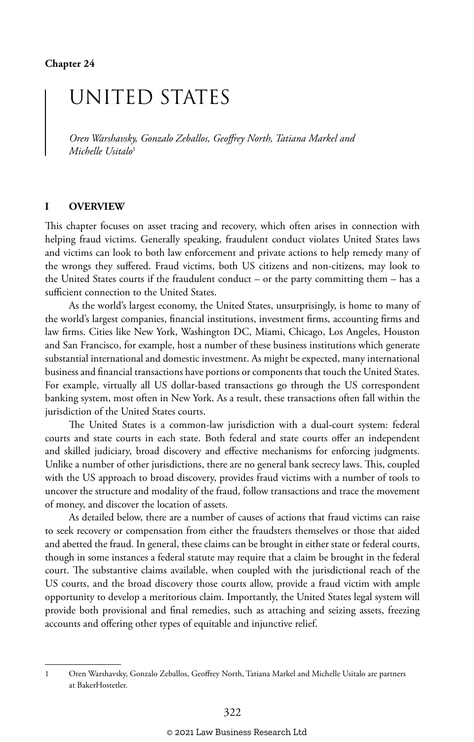Chapter 24

# UNITED STATES

*Oren Warshavsky, Gonzalo Zeballos, Geoffrey North, Tatiana Markel and Michelle Usitalo*[1]

## I OVERVIEW

This chapter focuses on asset tracing and recovery, which often arises in connection with helping fraud victims. Generally speaking, fraudulent conduct violates United States laws and victims can look to both law enforcement and private actions to help remedy many of the wrongs they suffered. Fraud victims, both US citizens and non-citizens, may look to the United States courts if the fraudulent conduct – or the party committing them – has a sufficient connection to the United States.

As the world's largest economy, the United States, unsurprisingly, is home to many of the world's largest companies, financial institutions, investment firms, accounting firms and law firms. Cities like New York, Washington DC, Miami, Chicago, Los Angeles, Houston and San Francisco, for example, host a number of these business institutions which generate substantial international and domestic investment. As might be expected, many international business and financial transactions have portions or components that touch the United States. For example, virtually all US dollar-based transactions go through the US correspondent banking system, most often in New York. As a result, these transactions often fall within the jurisdiction of the United States courts.

The United States is a common-law jurisdiction with a dual-court system: federal courts and state courts in each state. Both federal and state courts offer an independent and skilled judiciary, broad discovery and effective mechanisms for enforcing judgments. Unlike a number of other jurisdictions, there are no general bank secrecy laws. This, coupled with the US approach to broad discovery, provides fraud victims with a number of tools to uncover the structure and modality of the fraud, follow transactions and trace the movement of money, and discover the location of assets.

As detailed below, there are a number of causes of actions that fraud victims can raise to seek recovery or compensation from either the fraudsters themselves or those that aided and abetted the fraud. In general, these claims can be brought in either state or federal courts, though in some instances a federal statute may require that a claim be brought in the federal court. The substantive claims available, when coupled with the jurisdictional reach of the US courts, and the broad discovery those courts allow, provide a fraud victim with ample opportunity to develop a meritorious claim. Importantly, the United States legal system will provide both provisional and final remedies, such as attaching and seizing assets, freezing accounts and offering other types of equitable and injunctive relief.

---

1 Oren Warshavsky, Gonzalo Zeballos, Geoffrey North, Tatiana Markel and Michelle Usitalo are partners at BakerHostetler.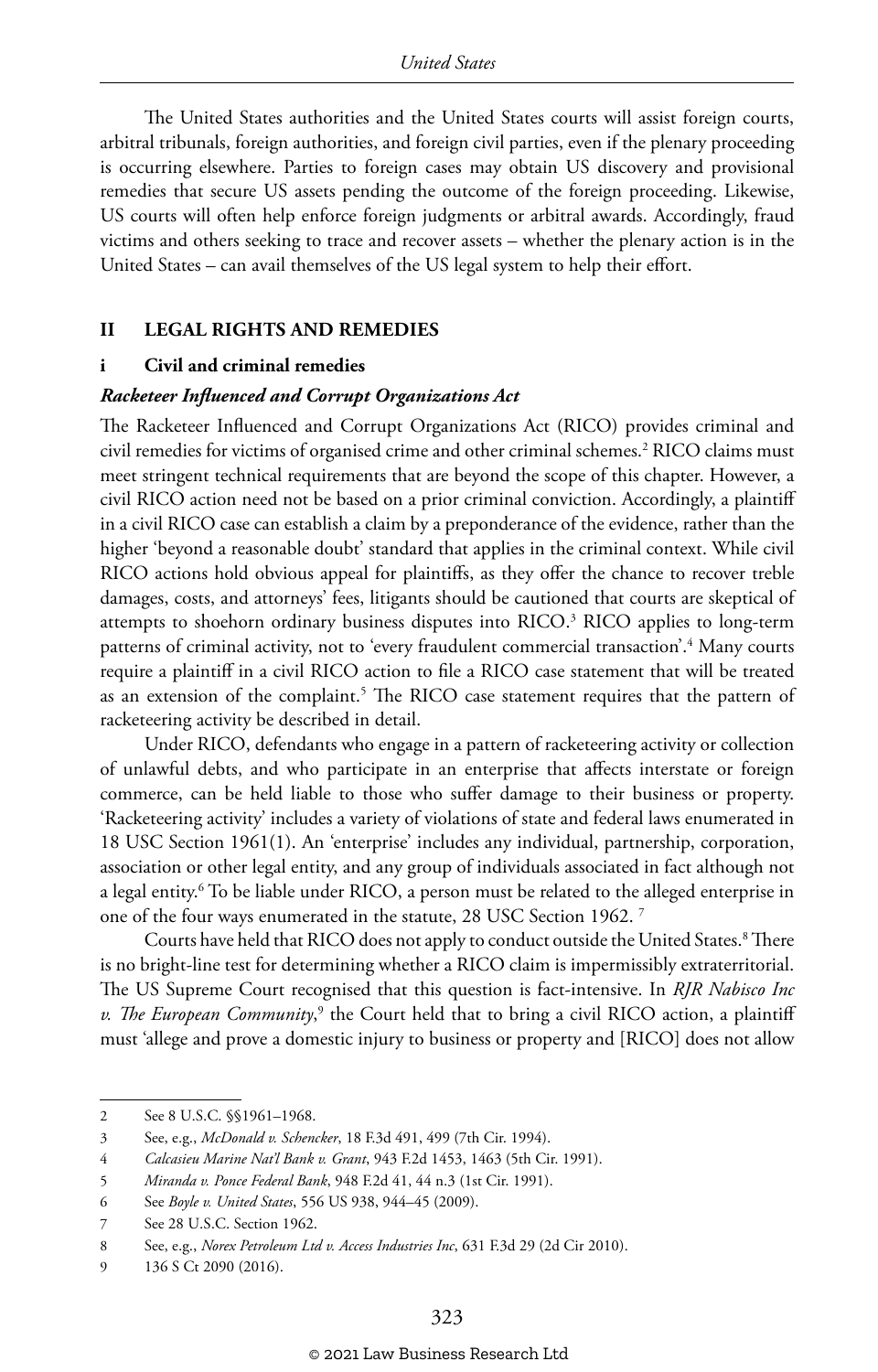The United States authorities and the United States courts will assist foreign courts, arbitral tribunals, foreign authorities, and foreign civil parties, even if the plenary proceeding is occurring elsewhere. Parties to foreign cases may obtain US discovery and provisional remedies that secure US assets pending the outcome of the foreign proceeding. Likewise, US courts will often help enforce foreign judgments or arbitral awards. Accordingly, fraud victims and others seeking to trace and recover assets – whether the plenary action is in the United States – can avail themselves of the US legal system to help their effort.

## II LEGAL RIGHTS AND REMEDIES

### i Civil and criminal remedies

#### *Racketeer Influenced and Corrupt Organizations Act*

The Racketeer Influenced and Corrupt Organizations Act (RICO) provides criminal and civil remedies for victims of organised crime and other criminal schemes.[2] RICO claims must meet stringent technical requirements that are beyond the scope of this chapter. However, a civil RICO action need not be based on a prior criminal conviction. Accordingly, a plaintiff in a civil RICO case can establish a claim by a preponderance of the evidence, rather than the higher 'beyond a reasonable doubt' standard that applies in the criminal context. While civil RICO actions hold obvious appeal for plaintiffs, as they offer the chance to recover treble damages, costs, and attorneys' fees, litigants should be cautioned that courts are skeptical of attempts to shoehorn ordinary business disputes into RICO.[3] RICO applies to long-term patterns of criminal activity, not to 'every fraudulent commercial transaction'.[4] Many courts require a plaintiff in a civil RICO action to file a RICO case statement that will be treated as an extension of the complaint.[5] The RICO case statement requires that the pattern of racketeering activity be described in detail.

Under RICO, defendants who engage in a pattern of racketeering activity or collection of unlawful debts, and who participate in an enterprise that affects interstate or foreign commerce, can be held liable to those who suffer damage to their business or property. 'Racketeering activity' includes a variety of violations of state and federal laws enumerated in 18 USC Section 1961(1). An 'enterprise' includes any individual, partnership, corporation, association or other legal entity, and any group of individuals associated in fact although not a legal entity.[6] To be liable under RICO, a person must be related to the alleged enterprise in one of the four ways enumerated in the statute, 28 USC Section 1962. [7]

Courts have held that RICO does not apply to conduct outside the United States.[8] There is no bright-line test for determining whether a RICO claim is impermissibly extraterritorial. The US Supreme Court recognised that this question is fact-intensive. In *RJR Nabisco Inc v. The European Community*,[9] the Court held that to bring a civil RICO action, a plaintiff must 'allege and prove a domestic injury to business or property and [RICO] does not allow

---

2 See 8 U.S.C. §§1961–1968.

3 See, e.g., *McDonald v. Schencker*, 18 F.3d 491, 499 (7th Cir. 1994).

4 *Calcasieu Marine Nat'l Bank v. Grant*, 943 F.2d 1453, 1463 (5th Cir. 1991).

5 *Miranda v. Ponce Federal Bank*, 948 F.2d 41, 44 n.3 (1st Cir. 1991).

6 See *Boyle v. United States*, 556 US 938, 944–45 (2009).

7 See 28 U.S.C. Section 1962.

8 See, e.g., *Norex Petroleum Ltd v. Access Industries Inc*, 631 F.3d 29 (2d Cir 2010).

9 136 S Ct 2090 (2016).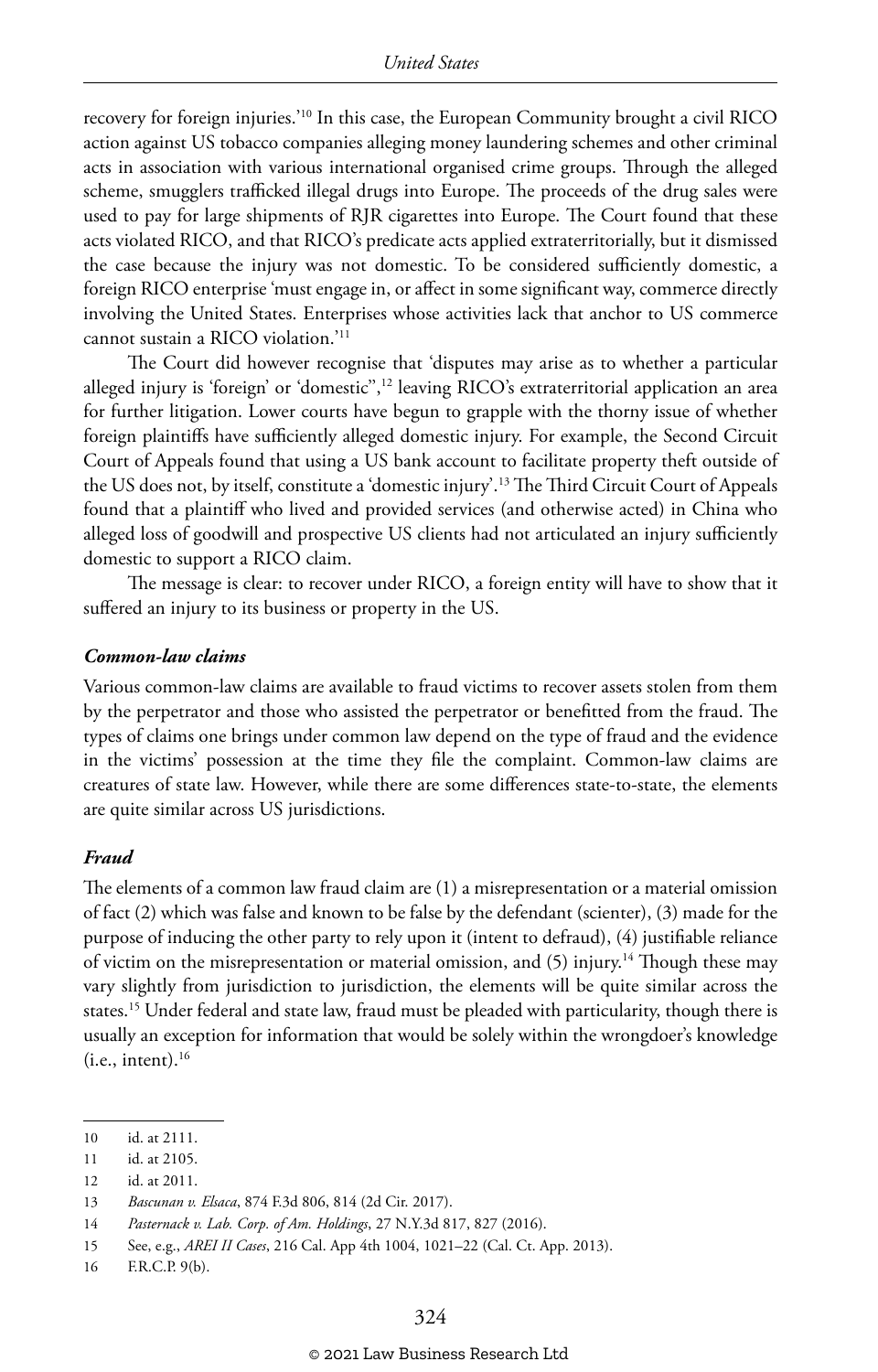recovery for foreign injuries.'[10] In this case, the European Community brought a civil RICO action against US tobacco companies alleging money laundering schemes and other criminal acts in association with various international organised crime groups. Through the alleged scheme, smugglers trafficked illegal drugs into Europe. The proceeds of the drug sales were used to pay for large shipments of RJR cigarettes into Europe. The Court found that these acts violated RICO, and that RICO's predicate acts applied extraterritorially, but it dismissed the case because the injury was not domestic. To be considered sufficiently domestic, a foreign RICO enterprise 'must engage in, or affect in some significant way, commerce directly involving the United States. Enterprises whose activities lack that anchor to US commerce cannot sustain a RICO violation.'[11]

The Court did however recognise that 'disputes may arise as to whether a particular alleged injury is 'foreign' or 'domestic'',[12] leaving RICO's extraterritorial application an area for further litigation. Lower courts have begun to grapple with the thorny issue of whether foreign plaintiffs have sufficiently alleged domestic injury. For example, the Second Circuit Court of Appeals found that using a US bank account to facilitate property theft outside of the US does not, by itself, constitute a 'domestic injury'.[13] The Third Circuit Court of Appeals found that a plaintiff who lived and provided services (and otherwise acted) in China who alleged loss of goodwill and prospective US clients had not articulated an injury sufficiently domestic to support a RICO claim.

The message is clear: to recover under RICO, a foreign entity will have to show that it suffered an injury to its business or property in the US.

#### *Common-law claims*

Various common-law claims are available to fraud victims to recover assets stolen from them by the perpetrator and those who assisted the perpetrator or benefitted from the fraud. The types of claims one brings under common law depend on the type of fraud and the evidence in the victims' possession at the time they file the complaint. Common-law claims are creatures of state law. However, while there are some differences state-to-state, the elements are quite similar across US jurisdictions.

#### *Fraud*

The elements of a common law fraud claim are (1) a misrepresentation or a material omission of fact (2) which was false and known to be false by the defendant (scienter), (3) made for the purpose of inducing the other party to rely upon it (intent to defraud), (4) justifiable reliance of victim on the misrepresentation or material omission, and (5) injury.[14] Though these may vary slightly from jurisdiction to jurisdiction, the elements will be quite similar across the states.[15] Under federal and state law, fraud must be pleaded with particularity, though there is usually an exception for information that would be solely within the wrongdoer's knowledge (i.e., intent).[16]

---

10 id. at 2111.

11 id. at 2105.

12 id. at 2011.

13 *Bascunan v. Elsaca*, 874 F.3d 806, 814 (2d Cir. 2017).

14 *Pasternack v. Lab. Corp. of Am. Holdings*, 27 N.Y.3d 817, 827 (2016).

15 See, e.g., *AREI II Cases*, 216 Cal. App 4th 1004, 1021–22 (Cal. Ct. App. 2013).

16 F.R.C.P. 9(b).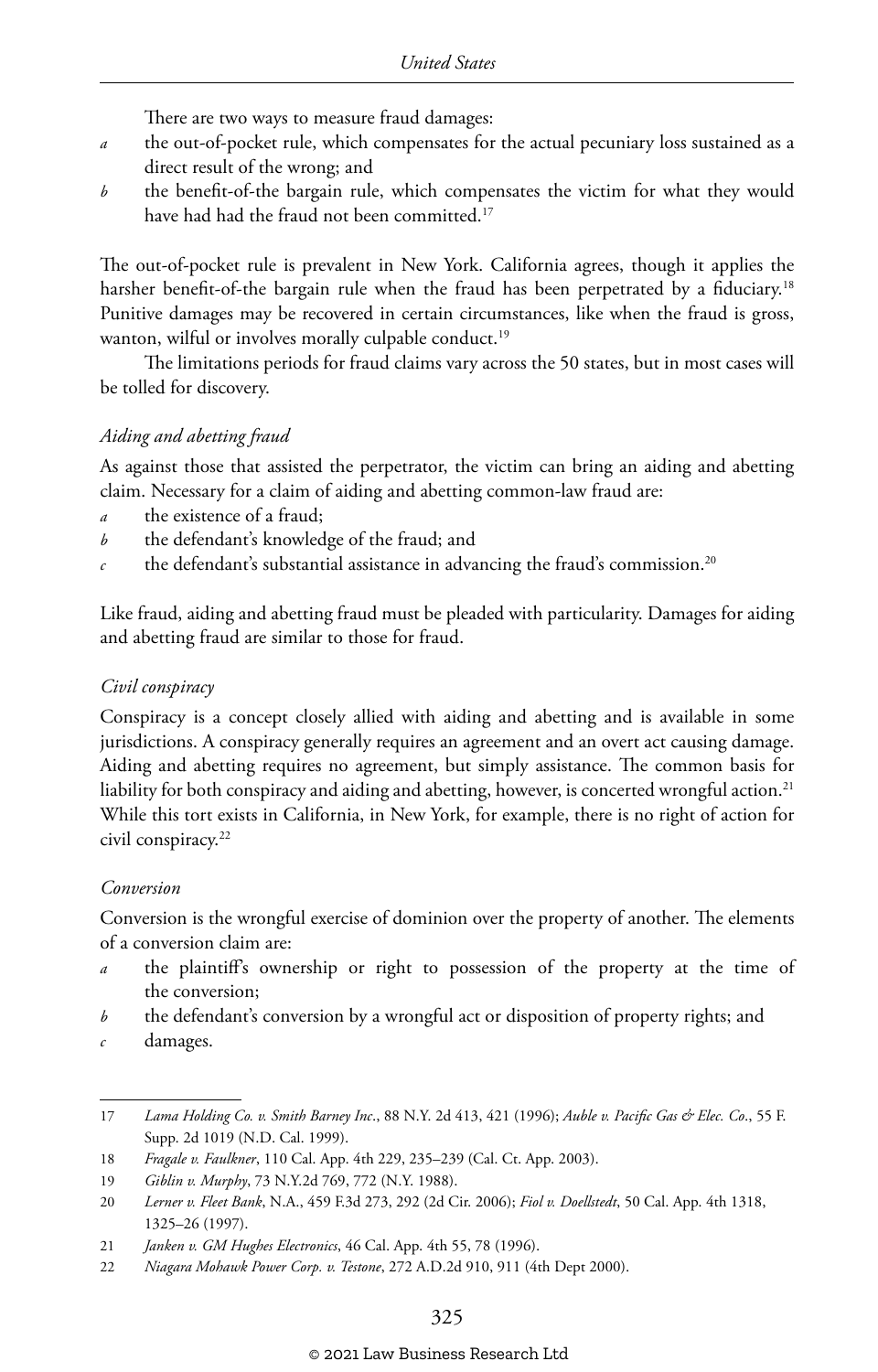There are two ways to measure fraud damages:

- *a* the out-of-pocket rule, which compensates for the actual pecuniary loss sustained as a direct result of the wrong; and
- *b* the benefit-of-the bargain rule, which compensates the victim for what they would have had had the fraud not been committed.[17]

The out-of-pocket rule is prevalent in New York. California agrees, though it applies the harsher benefit-of-the bargain rule when the fraud has been perpetrated by a fiduciary.[18] Punitive damages may be recovered in certain circumstances, like when the fraud is gross, wanton, wilful or involves morally culpable conduct.[19]

The limitations periods for fraud claims vary across the 50 states, but in most cases will be tolled for discovery.

*Aiding and abetting fraud*

As against those that assisted the perpetrator, the victim can bring an aiding and abetting claim. Necessary for a claim of aiding and abetting common-law fraud are:

- *a* the existence of a fraud;
- *b* the defendant's knowledge of the fraud; and
- *c* the defendant's substantial assistance in advancing the fraud's commission.[20]

Like fraud, aiding and abetting fraud must be pleaded with particularity. Damages for aiding and abetting fraud are similar to those for fraud.

*Civil conspiracy*

Conspiracy is a concept closely allied with aiding and abetting and is available in some jurisdictions. A conspiracy generally requires an agreement and an overt act causing damage. Aiding and abetting requires no agreement, but simply assistance. The common basis for liability for both conspiracy and aiding and abetting, however, is concerted wrongful action.[21] While this tort exists in California, in New York, for example, there is no right of action for civil conspiracy.[22]

*Conversion*

Conversion is the wrongful exercise of dominion over the property of another. The elements of a conversion claim are:

- *a* the plaintiff's ownership or right to possession of the property at the time of the conversion;
- *b* the defendant's conversion by a wrongful act or disposition of property rights; and
- *c* damages.

---

17 *Lama Holding Co. v. Smith Barney Inc*., 88 N.Y. 2d 413, 421 (1996); *Auble v. Pacific Gas & Elec. Co*., 55 F. Supp. 2d 1019 (N.D. Cal. 1999).

18 *Fragale v. Faulkner*, 110 Cal. App. 4th 229, 235–239 (Cal. Ct. App. 2003).

19 *Giblin v. Murphy*, 73 N.Y.2d 769, 772 (N.Y. 1988).

20 *Lerner v. Fleet Bank*, N.A., 459 F.3d 273, 292 (2d Cir. 2006); *Fiol v. Doellstedt*, 50 Cal. App. 4th 1318, 1325–26 (1997).

21 *Janken v. GM Hughes Electronics*, 46 Cal. App. 4th 55, 78 (1996).

22 *Niagara Mohawk Power Corp. v. Testone*, 272 A.D.2d 910, 911 (4th Dept 2000).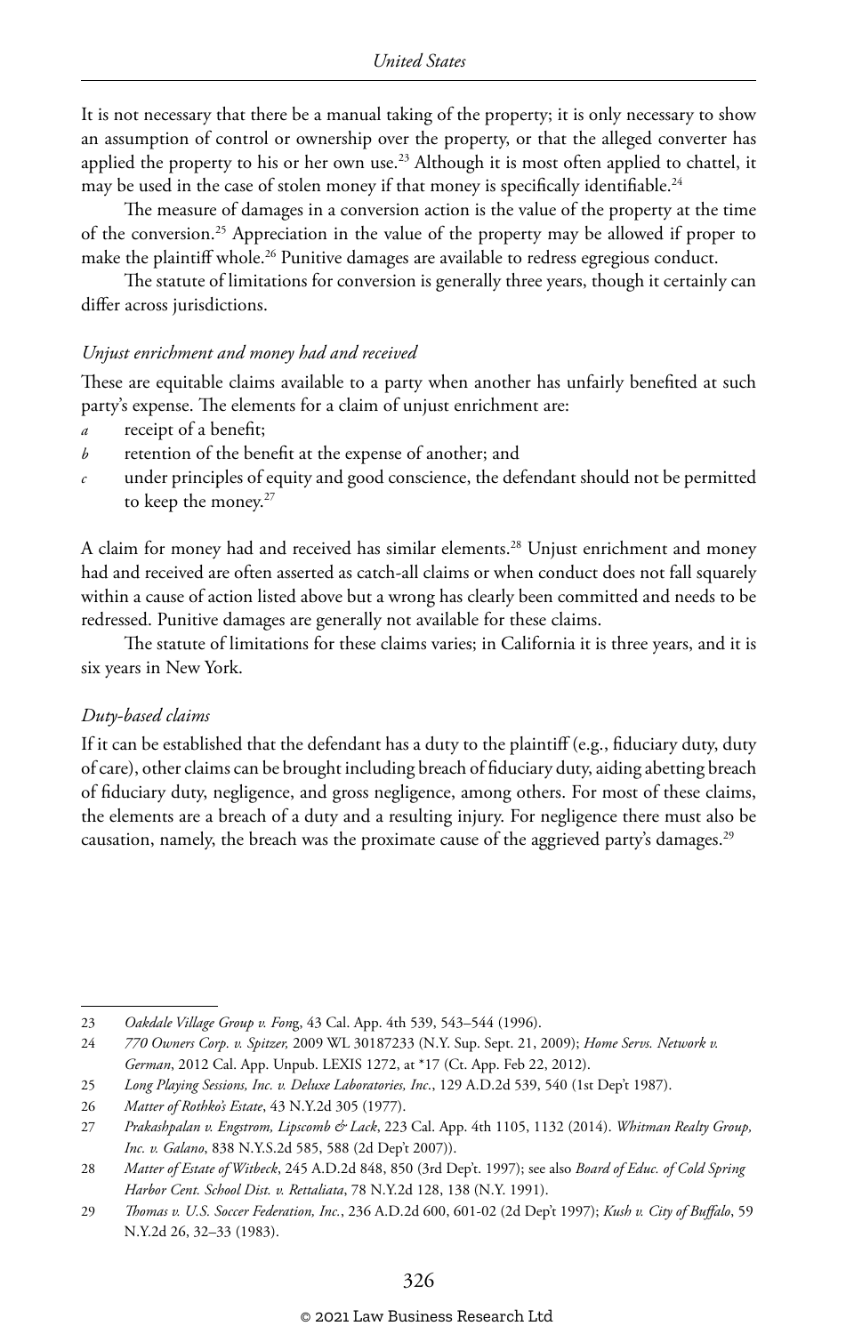It is not necessary that there be a manual taking of the property; it is only necessary to show an assumption of control or ownership over the property, or that the alleged converter has applied the property to his or her own use.[23] Although it is most often applied to chattel, it may be used in the case of stolen money if that money is specifically identifiable.[24]

The measure of damages in a conversion action is the value of the property at the time of the conversion.[25] Appreciation in the value of the property may be allowed if proper to make the plaintiff whole.[26] Punitive damages are available to redress egregious conduct.

The statute of limitations for conversion is generally three years, though it certainly can differ across jurisdictions.

*Unjust enrichment and money had and received*

These are equitable claims available to a party when another has unfairly benefited at such party's expense. The elements for a claim of unjust enrichment are:

*a* receipt of a benefit;

*b* retention of the benefit at the expense of another; and

*c* under principles of equity and good conscience, the defendant should not be permitted to keep the money.[27]

A claim for money had and received has similar elements.[28] Unjust enrichment and money had and received are often asserted as catch-all claims or when conduct does not fall squarely within a cause of action listed above but a wrong has clearly been committed and needs to be redressed. Punitive damages are generally not available for these claims.

The statute of limitations for these claims varies; in California it is three years, and it is six years in New York.

*Duty-based claims*

If it can be established that the defendant has a duty to the plaintiff (e.g., fiduciary duty, duty of care), other claims can be brought including breach of fiduciary duty, aiding abetting breach of fiduciary duty, negligence, and gross negligence, among others. For most of these claims, the elements are a breach of a duty and a resulting injury. For negligence there must also be causation, namely, the breach was the proximate cause of the aggrieved party's damages.[29]

---

23 *Oakdale Village Group v. Fong*, 43 Cal. App. 4th 539, 543–544 (1996).

24 *770 Owners Corp. v. Spitzer,* 2009 WL 30187233 (N.Y. Sup. Sept. 21, 2009); *Home Servs. Network v. German*, 2012 Cal. App. Unpub. LEXIS 1272, at *17 (Ct. App. Feb 22, 2012).

25 *Long Playing Sessions, Inc. v. Deluxe Laboratories, Inc.*, 129 A.D.2d 539, 540 (1st Dep't 1987).

26 *Matter of Rothko's Estate*, 43 N.Y.2d 305 (1977).

27 *Prakashpalan v. Engstrom, Lipscomb & Lack*, 223 Cal. App. 4th 1105, 1132 (2014). *Whitman Realty Group, Inc. v. Galano*, 838 N.Y.S.2d 585, 588 (2d Dep't 2007)).

28 *Matter of Estate of Witbeck*, 245 A.D.2d 848, 850 (3rd Dep't. 1997); see also *Board of Educ. of Cold Spring Harbor Cent. School Dist. v. Rettaliata*, 78 N.Y.2d 128, 138 (N.Y. 1991).

29 *Thomas v. U.S. Soccer Federation, Inc.*, 236 A.D.2d 600, 601-02 (2d Dep't 1997); *Kush v. City of Buffalo*, 59 N.Y.2d 26, 32–33 (1983).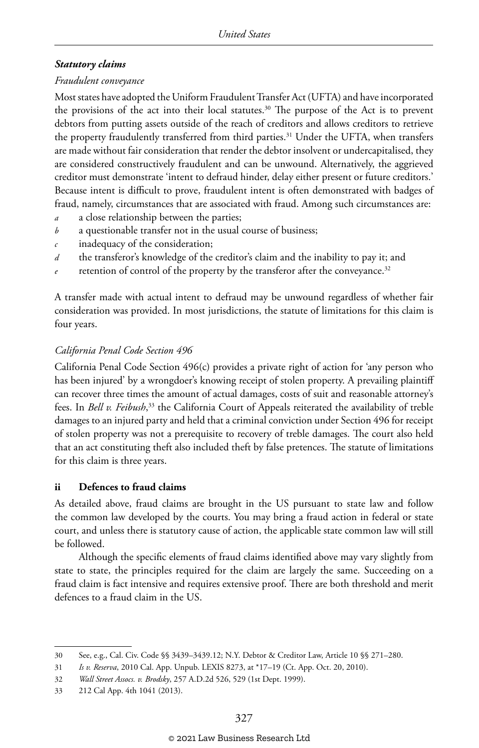### *Statutory claims*

*Fraudulent conveyance*

Most states have adopted the Uniform Fraudulent Transfer Act (UFTA) and have incorporated the provisions of the act into their local statutes.[30] The purpose of the Act is to prevent debtors from putting assets outside of the reach of creditors and allows creditors to retrieve the property fraudulently transferred from third parties.[31] Under the UFTA, when transfers are made without fair consideration that render the debtor insolvent or undercapitalised, they are considered constructively fraudulent and can be unwound. Alternatively, the aggrieved creditor must demonstrate 'intent to defraud hinder, delay either present or future creditors.' Because intent is difficult to prove, fraudulent intent is often demonstrated with badges of fraud, namely, circumstances that are associated with fraud. Among such circumstances are:

- *a* a close relationship between the parties;
- *b* a questionable transfer not in the usual course of business;
- *c* inadequacy of the consideration;
- *d* the transferor's knowledge of the creditor's claim and the inability to pay it; and
- *e* retention of control of the property by the transferor after the conveyance.[32]

A transfer made with actual intent to defraud may be unwound regardless of whether fair consideration was provided. In most jurisdictions, the statute of limitations for this claim is four years.

*California Penal Code Section 496*

California Penal Code Section 496(c) provides a private right of action for 'any person who has been injured' by a wrongdoer's knowing receipt of stolen property. A prevailing plaintiff can recover three times the amount of actual damages, costs of suit and reasonable attorney's fees. In *Bell v. Feibush*,[33] the California Court of Appeals reiterated the availability of treble damages to an injured party and held that a criminal conviction under Section 496 for receipt of stolen property was not a prerequisite to recovery of treble damages. The court also held that an act constituting theft also included theft by false pretences. The statute of limitations for this claim is three years.

### ii Defences to fraud claims

As detailed above, fraud claims are brought in the US pursuant to state law and follow the common law developed by the courts. You may bring a fraud action in federal or state court, and unless there is statutory cause of action, the applicable state common law will still be followed.

Although the specific elements of fraud claims identified above may vary slightly from state to state, the principles required for the claim are largely the same. Succeeding on a fraud claim is fact intensive and requires extensive proof. There are both threshold and merit defences to a fraud claim in the US.

---

30 See, e.g., Cal. Civ. Code §§ 3439–3439.12; N.Y. Debtor & Creditor Law, Article 10 §§ 271–280.

31 *Is v. Reserva*, 2010 Cal. App. Unpub. LEXIS 8273, at *17–19 (Ct. App. Oct. 20, 2010).

32 *Wall Street Assocs. v. Brodsky*, 257 A.D.2d 526, 529 (1st Dept. 1999).

33 212 Cal App. 4th 1041 (2013).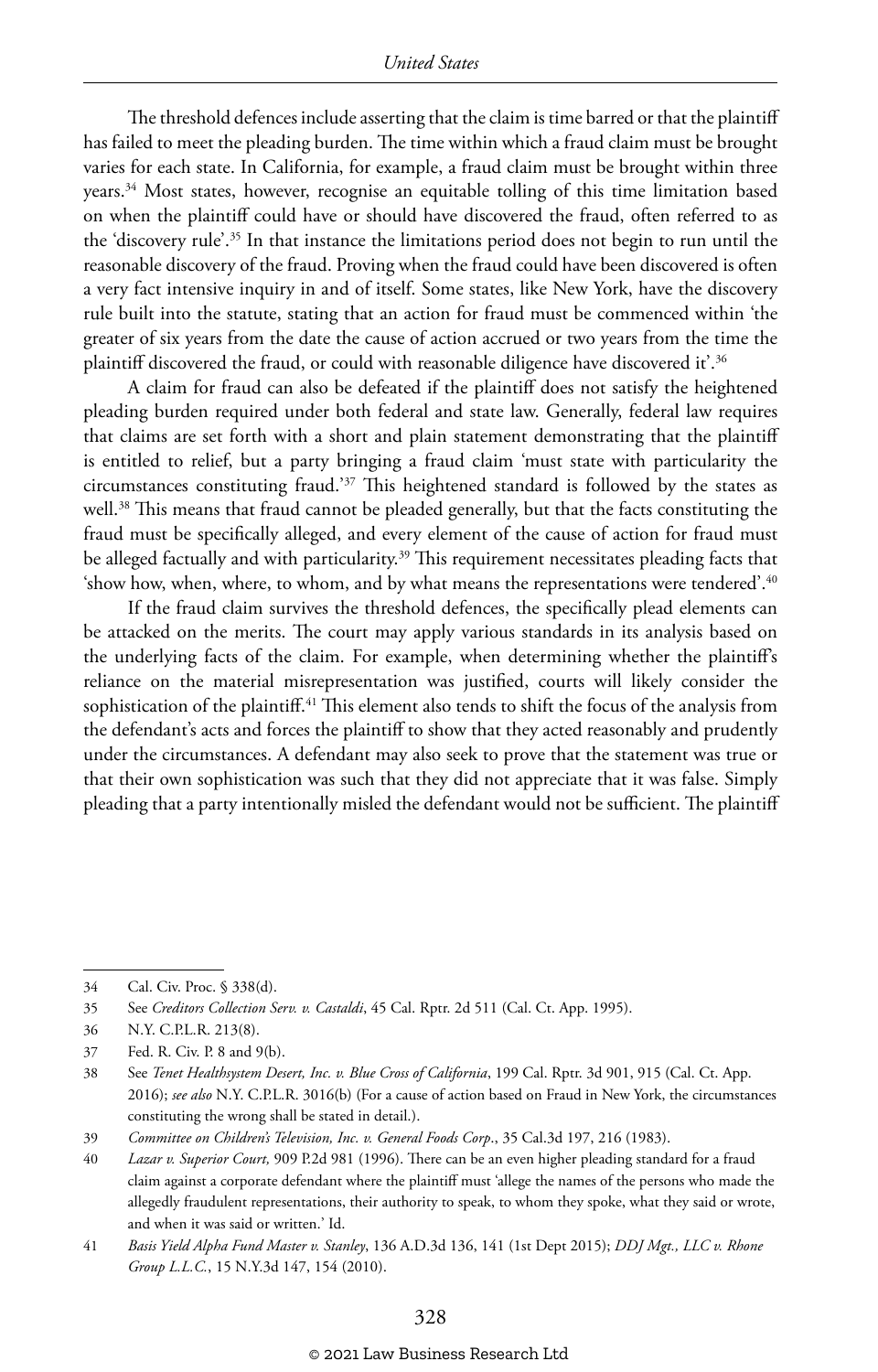The threshold defences include asserting that the claim is time barred or that the plaintiff has failed to meet the pleading burden. The time within which a fraud claim must be brought varies for each state. In California, for example, a fraud claim must be brought within three years.[34] Most states, however, recognise an equitable tolling of this time limitation based on when the plaintiff could have or should have discovered the fraud, often referred to as the 'discovery rule'.[35] In that instance the limitations period does not begin to run until the reasonable discovery of the fraud. Proving when the fraud could have been discovered is often a very fact intensive inquiry in and of itself. Some states, like New York, have the discovery rule built into the statute, stating that an action for fraud must be commenced within 'the greater of six years from the date the cause of action accrued or two years from the time the plaintiff discovered the fraud, or could with reasonable diligence have discovered it'.[36]

A claim for fraud can also be defeated if the plaintiff does not satisfy the heightened pleading burden required under both federal and state law. Generally, federal law requires that claims are set forth with a short and plain statement demonstrating that the plaintiff is entitled to relief, but a party bringing a fraud claim 'must state with particularity the circumstances constituting fraud.'[37] This heightened standard is followed by the states as well.[38] This means that fraud cannot be pleaded generally, but that the facts constituting the fraud must be specifically alleged, and every element of the cause of action for fraud must be alleged factually and with particularity.[39] This requirement necessitates pleading facts that 'show how, when, where, to whom, and by what means the representations were tendered'.[40]

If the fraud claim survives the threshold defences, the specifically plead elements can be attacked on the merits. The court may apply various standards in its analysis based on the underlying facts of the claim. For example, when determining whether the plaintiff's reliance on the material misrepresentation was justified, courts will likely consider the sophistication of the plaintiff.[41] This element also tends to shift the focus of the analysis from the defendant's acts and forces the plaintiff to show that they acted reasonably and prudently under the circumstances. A defendant may also seek to prove that the statement was true or that their own sophistication was such that they did not appreciate that it was false. Simply pleading that a party intentionally misled the defendant would not be sufficient. The plaintiff

---

34 Cal. Civ. Proc. § 338(d).

35 See *Creditors Collection Serv. v. Castaldi*, 45 Cal. Rptr. 2d 511 (Cal. Ct. App. 1995).

36 N.Y. C.P.L.R. 213(8).

37 Fed. R. Civ. P. 8 and 9(b).

38 See *Tenet Healthsystem Desert, Inc. v. Blue Cross of California*, 199 Cal. Rptr. 3d 901, 915 (Cal. Ct. App. 2016); *see also* N.Y. C.P.L.R. 3016(b) (For a cause of action based on Fraud in New York, the circumstances constituting the wrong shall be stated in detail.).

39 *Committee on Children's Television, Inc. v. General Foods Corp.*, 35 Cal.3d 197, 216 (1983).

40 *Lazar v. Superior Court,* 909 P.2d 981 (1996). There can be an even higher pleading standard for a fraud claim against a corporate defendant where the plaintiff must 'allege the names of the persons who made the allegedly fraudulent representations, their authority to speak, to whom they spoke, what they said or wrote, and when it was said or written.' Id.

41 *Basis Yield Alpha Fund Master v. Stanley*, 136 A.D.3d 136, 141 (1st Dept 2015); *DDJ Mgt., LLC v. Rhone Group L.L.C.*, 15 N.Y.3d 147, 154 (2010).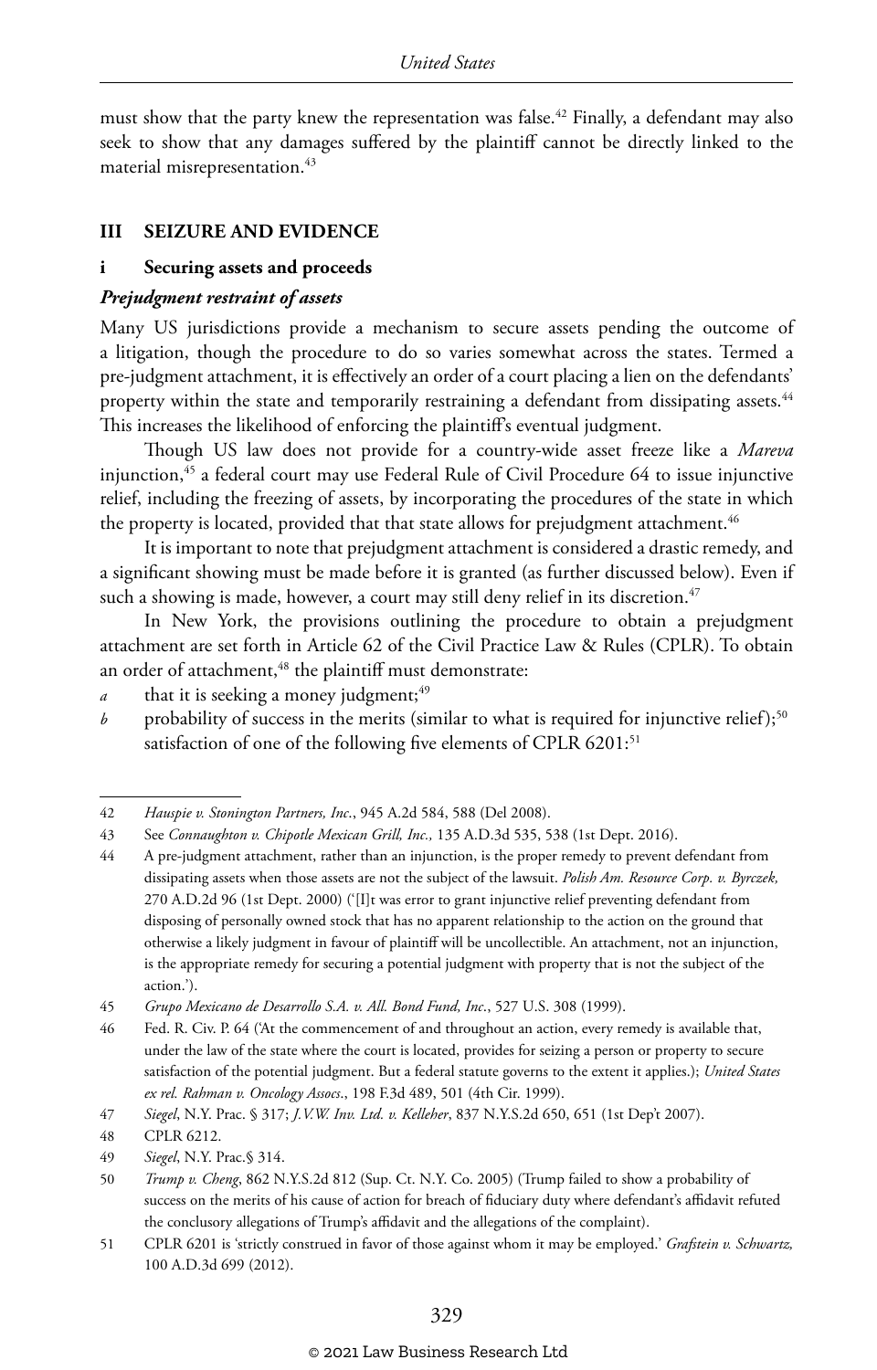must show that the party knew the representation was false.[42] Finally, a defendant may also seek to show that any damages suffered by the plaintiff cannot be directly linked to the material misrepresentation.[43]

## III SEIZURE AND EVIDENCE

### i Securing assets and proceeds

#### *Prejudgment restraint of assets*

Many US jurisdictions provide a mechanism to secure assets pending the outcome of a litigation, though the procedure to do so varies somewhat across the states. Termed a pre-judgment attachment, it is effectively an order of a court placing a lien on the defendants' property within the state and temporarily restraining a defendant from dissipating assets.[44] This increases the likelihood of enforcing the plaintiff's eventual judgment.

Though US law does not provide for a country-wide asset freeze like a *Mareva* injunction,[45] a federal court may use Federal Rule of Civil Procedure 64 to issue injunctive relief, including the freezing of assets, by incorporating the procedures of the state in which the property is located, provided that that state allows for prejudgment attachment.[46]

It is important to note that prejudgment attachment is considered a drastic remedy, and a significant showing must be made before it is granted (as further discussed below). Even if such a showing is made, however, a court may still deny relief in its discretion.[47]

In New York, the provisions outlining the procedure to obtain a prejudgment attachment are set forth in Article 62 of the Civil Practice Law & Rules (CPLR). To obtain an order of attachment,[48] the plaintiff must demonstrate:

*a* that it is seeking a money judgment;[49]

*b* probability of success in the merits (similar to what is required for injunctive relief);[50] satisfaction of one of the following five elements of CPLR 6201:[51]

---

42 *Hauspie v. Stonington Partners, Inc*., 945 A.2d 584, 588 (Del 2008).

43 See *Connaughton v. Chipotle Mexican Grill, Inc.,* 135 A.D.3d 535, 538 (1st Dept. 2016).

44 A pre-judgment attachment, rather than an injunction, is the proper remedy to prevent defendant from dissipating assets when those assets are not the subject of the lawsuit. *Polish Am. Resource Corp. v. Byrczek,* 270 A.D.2d 96 (1st Dept. 2000) ('[I]t was error to grant injunctive relief preventing defendant from disposing of personally owned stock that has no apparent relationship to the action on the ground that otherwise a likely judgment in favour of plaintiff will be uncollectible. An attachment, not an injunction, is the appropriate remedy for securing a potential judgment with property that is not the subject of the action.').

45 *Grupo Mexicano de Desarrollo S.A. v. All. Bond Fund, Inc*., 527 U.S. 308 (1999).

46 Fed. R. Civ. P. 64 ('At the commencement of and throughout an action, every remedy is available that, under the law of the state where the court is located, provides for seizing a person or property to secure satisfaction of the potential judgment. But a federal statute governs to the extent it applies.); *United States ex rel. Rahman v. Oncology Assocs*., 198 F.3d 489, 501 (4th Cir. 1999).

47 *Siegel*, N.Y. Prac. § 317; *J.V.W. Inv. Ltd. v. Kelleher*, 837 N.Y.S.2d 650, 651 (1st Dep't 2007).

48 CPLR 6212.

49 *Siegel*, N.Y. Prac.§ 314.

50 *Trump v. Cheng*, 862 N.Y.S.2d 812 (Sup. Ct. N.Y. Co. 2005) (Trump failed to show a probability of success on the merits of his cause of action for breach of fiduciary duty where defendant's affidavit refuted the conclusory allegations of Trump's affidavit and the allegations of the complaint).

51 CPLR 6201 is 'strictly construed in favor of those against whom it may be employed.' *Grafstein v. Schwartz,* 100 A.D.3d 699 (2012).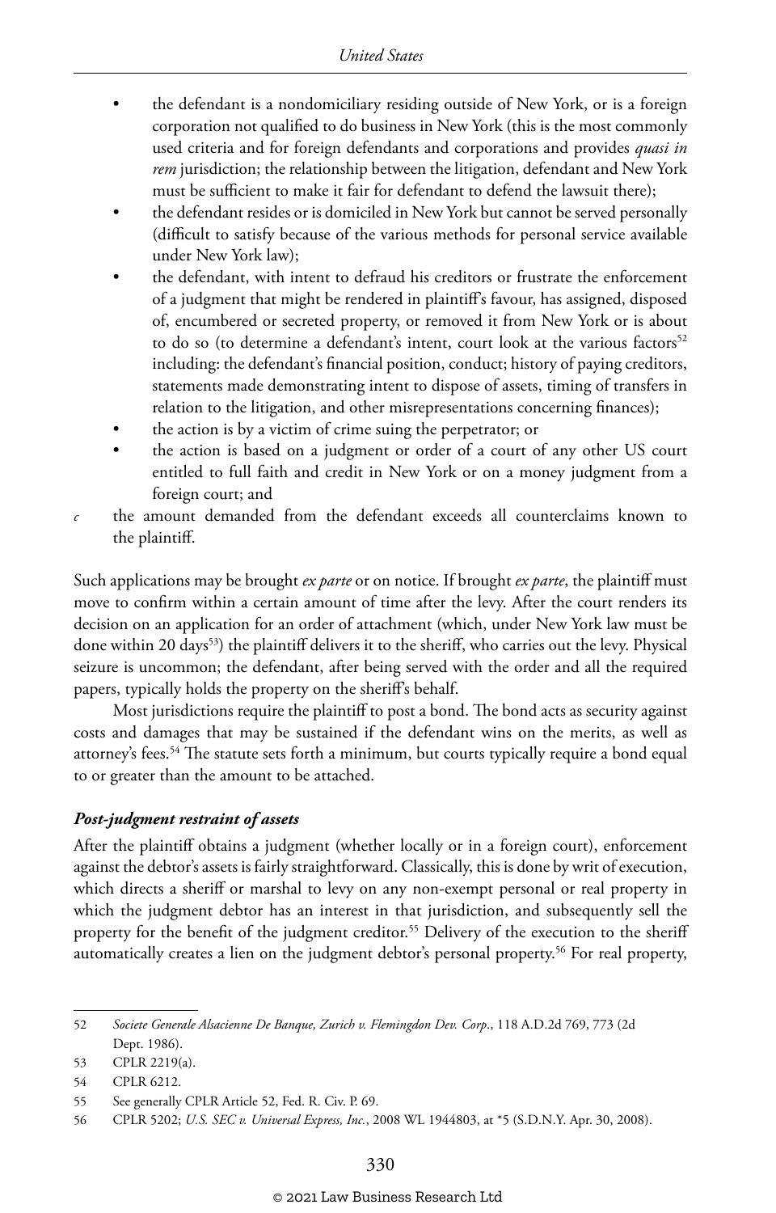- the defendant is a nondomiciliary residing outside of New York, or is a foreign corporation not qualified to do business in New York (this is the most commonly used criteria and for foreign defendants and corporations and provides *quasi in rem* jurisdiction; the relationship between the litigation, defendant and New York must be sufficient to make it fair for defendant to defend the lawsuit there);
- the defendant resides or is domiciled in New York but cannot be served personally (difficult to satisfy because of the various methods for personal service available under New York law);
- the defendant, with intent to defraud his creditors or frustrate the enforcement of a judgment that might be rendered in plaintiff's favour, has assigned, disposed of, encumbered or secreted property, or removed it from New York or is about to do so (to determine a defendant's intent, court look at the various factors[52] including: the defendant's financial position, conduct; history of paying creditors, statements made demonstrating intent to dispose of assets, timing of transfers in relation to the litigation, and other misrepresentations concerning finances);
- the action is by a victim of crime suing the perpetrator; or
- the action is based on a judgment or order of a court of any other US court entitled to full faith and credit in New York or on a money judgment from a foreign court; and

*c* the amount demanded from the defendant exceeds all counterclaims known to the plaintiff.

Such applications may be brought *ex parte* or on notice. If brought *ex parte*, the plaintiff must move to confirm within a certain amount of time after the levy. After the court renders its decision on an application for an order of attachment (which, under New York law must be done within 20 days[53]) the plaintiff delivers it to the sheriff, who carries out the levy. Physical seizure is uncommon; the defendant, after being served with the order and all the required papers, typically holds the property on the sheriff's behalf.

Most jurisdictions require the plaintiff to post a bond. The bond acts as security against costs and damages that may be sustained if the defendant wins on the merits, as well as attorney's fees.[54] The statute sets forth a minimum, but courts typically require a bond equal to or greater than the amount to be attached.

### *Post-judgment restraint of assets*

After the plaintiff obtains a judgment (whether locally or in a foreign court), enforcement against the debtor's assets is fairly straightforward. Classically, this is done by writ of execution, which directs a sheriff or marshal to levy on any non-exempt personal or real property in which the judgment debtor has an interest in that jurisdiction, and subsequently sell the property for the benefit of the judgment creditor.[55] Delivery of the execution to the sheriff automatically creates a lien on the judgment debtor's personal property.[56] For real property,

---

52 *Societe Generale Alsacienne De Banque, Zurich v. Flemingdon Dev. Corp*., 118 A.D.2d 769, 773 (2d Dept. 1986).

53 CPLR 2219(a).

54 CPLR 6212.

55 See generally CPLR Article 52, Fed. R. Civ. P. 69.

56 CPLR 5202; *U.S. SEC v. Universal Express, Inc.*, 2008 WL 1944803, at \*5 (S.D.N.Y. Apr. 30, 2008).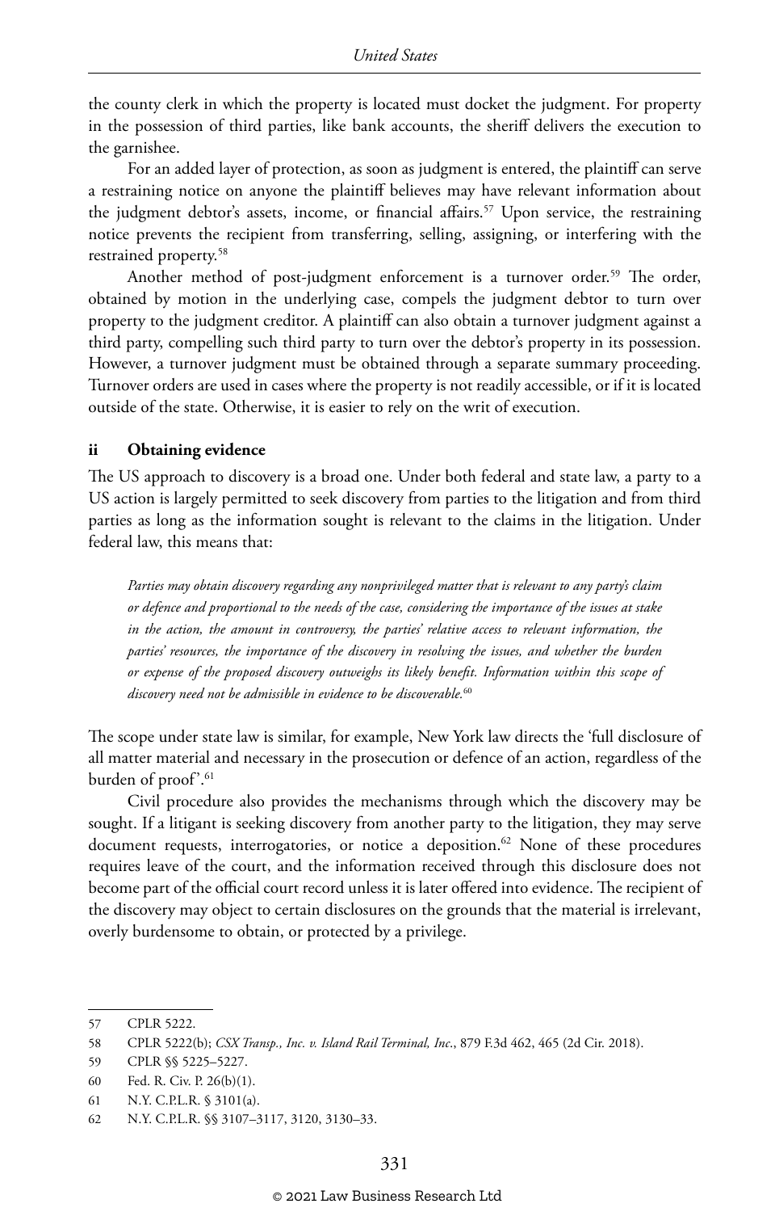the county clerk in which the property is located must docket the judgment. For property in the possession of third parties, like bank accounts, the sheriff delivers the execution to the garnishee.

For an added layer of protection, as soon as judgment is entered, the plaintiff can serve a restraining notice on anyone the plaintiff believes may have relevant information about the judgment debtor's assets, income, or financial affairs.[57] Upon service, the restraining notice prevents the recipient from transferring, selling, assigning, or interfering with the restrained property.[58]

Another method of post-judgment enforcement is a turnover order.[59] The order, obtained by motion in the underlying case, compels the judgment debtor to turn over property to the judgment creditor. A plaintiff can also obtain a turnover judgment against a third party, compelling such third party to turn over the debtor's property in its possession. However, a turnover judgment must be obtained through a separate summary proceeding. Turnover orders are used in cases where the property is not readily accessible, or if it is located outside of the state. Otherwise, it is easier to rely on the writ of execution.

#### ii Obtaining evidence

The US approach to discovery is a broad one. Under both federal and state law, a party to a US action is largely permitted to seek discovery from parties to the litigation and from third parties as long as the information sought is relevant to the claims in the litigation. Under federal law, this means that:

> *Parties may obtain discovery regarding any nonprivileged matter that is relevant to any party's claim or defence and proportional to the needs of the case, considering the importance of the issues at stake in the action, the amount in controversy, the parties' relative access to relevant information, the parties' resources, the importance of the discovery in resolving the issues, and whether the burden or expense of the proposed discovery outweighs its likely benefit. Information within this scope of discovery need not be admissible in evidence to be discoverable.*[60]

The scope under state law is similar, for example, New York law directs the 'full disclosure of all matter material and necessary in the prosecution or defence of an action, regardless of the burden of proof'.[61]

Civil procedure also provides the mechanisms through which the discovery may be sought. If a litigant is seeking discovery from another party to the litigation, they may serve document requests, interrogatories, or notice a deposition.[62] None of these procedures requires leave of the court, and the information received through this disclosure does not become part of the official court record unless it is later offered into evidence. The recipient of the discovery may object to certain disclosures on the grounds that the material is irrelevant, overly burdensome to obtain, or protected by a privilege.

---

57 CPLR 5222.

58 CPLR 5222(b); *CSX Transp., Inc. v. Island Rail Terminal, Inc*., 879 F.3d 462, 465 (2d Cir. 2018).

59 CPLR §§ 5225–5227.

60 Fed. R. Civ. P. 26(b)(1).

61 N.Y. C.P.L.R. § 3101(a).

62 N.Y. C.P.L.R. §§ 3107–3117, 3120, 3130–33.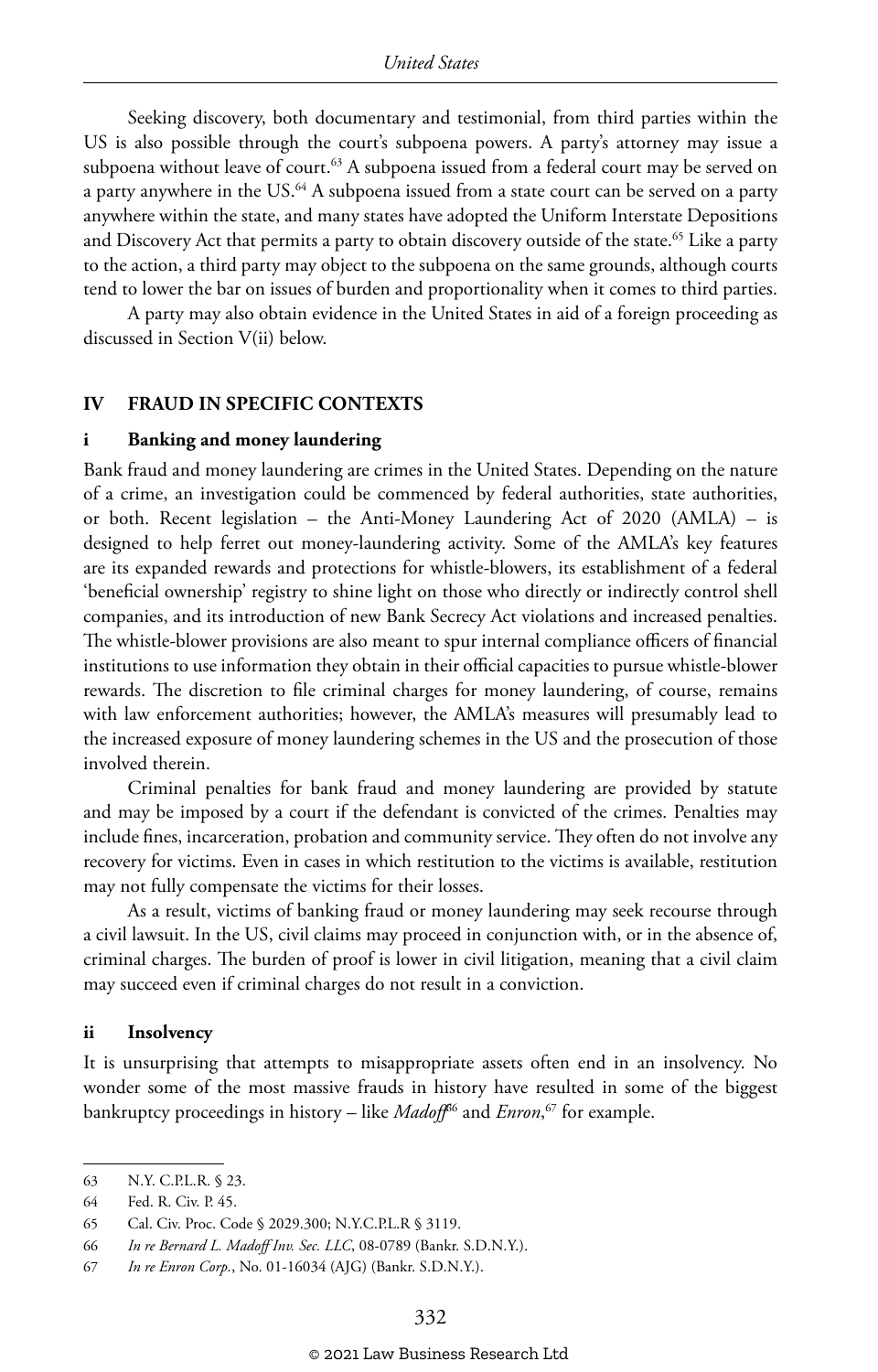Seeking discovery, both documentary and testimonial, from third parties within the US is also possible through the court's subpoena powers. A party's attorney may issue a subpoena without leave of court.[63] A subpoena issued from a federal court may be served on a party anywhere in the US.[64] A subpoena issued from a state court can be served on a party anywhere within the state, and many states have adopted the Uniform Interstate Depositions and Discovery Act that permits a party to obtain discovery outside of the state.[65] Like a party to the action, a third party may object to the subpoena on the same grounds, although courts tend to lower the bar on issues of burden and proportionality when it comes to third parties.

A party may also obtain evidence in the United States in aid of a foreign proceeding as discussed in Section V(ii) below.

## IV FRAUD IN SPECIFIC CONTEXTS

### i Banking and money laundering

Bank fraud and money laundering are crimes in the United States. Depending on the nature of a crime, an investigation could be commenced by federal authorities, state authorities, or both. Recent legislation – the Anti-Money Laundering Act of 2020 (AMLA) – is designed to help ferret out money-laundering activity. Some of the AMLA's key features are its expanded rewards and protections for whistle-blowers, its establishment of a federal 'beneficial ownership' registry to shine light on those who directly or indirectly control shell companies, and its introduction of new Bank Secrecy Act violations and increased penalties. The whistle-blower provisions are also meant to spur internal compliance officers of financial institutions to use information they obtain in their official capacities to pursue whistle-blower rewards. The discretion to file criminal charges for money laundering, of course, remains with law enforcement authorities; however, the AMLA's measures will presumably lead to the increased exposure of money laundering schemes in the US and the prosecution of those involved therein.

Criminal penalties for bank fraud and money laundering are provided by statute and may be imposed by a court if the defendant is convicted of the crimes. Penalties may include fines, incarceration, probation and community service. They often do not involve any recovery for victims. Even in cases in which restitution to the victims is available, restitution may not fully compensate the victims for their losses.

As a result, victims of banking fraud or money laundering may seek recourse through a civil lawsuit. In the US, civil claims may proceed in conjunction with, or in the absence of, criminal charges. The burden of proof is lower in civil litigation, meaning that a civil claim may succeed even if criminal charges do not result in a conviction.

### ii Insolvency

It is unsurprising that attempts to misappropriate assets often end in an insolvency. No wonder some of the most massive frauds in history have resulted in some of the biggest bankruptcy proceedings in history – like *Madoff*[66] and *Enron*,[67] for example.

---

63 N.Y. C.P.L.R. § 23.

64 Fed. R. Civ. P. 45.

65 Cal. Civ. Proc. Code § 2029.300; N.Y.C.P.L.R § 3119.

66 *In re Bernard L. Madoff Inv. Sec. LLC*, 08-0789 (Bankr. S.D.N.Y.).

67 *In re Enron Corp.*, No. 01-16034 (AJG) (Bankr. S.D.N.Y.).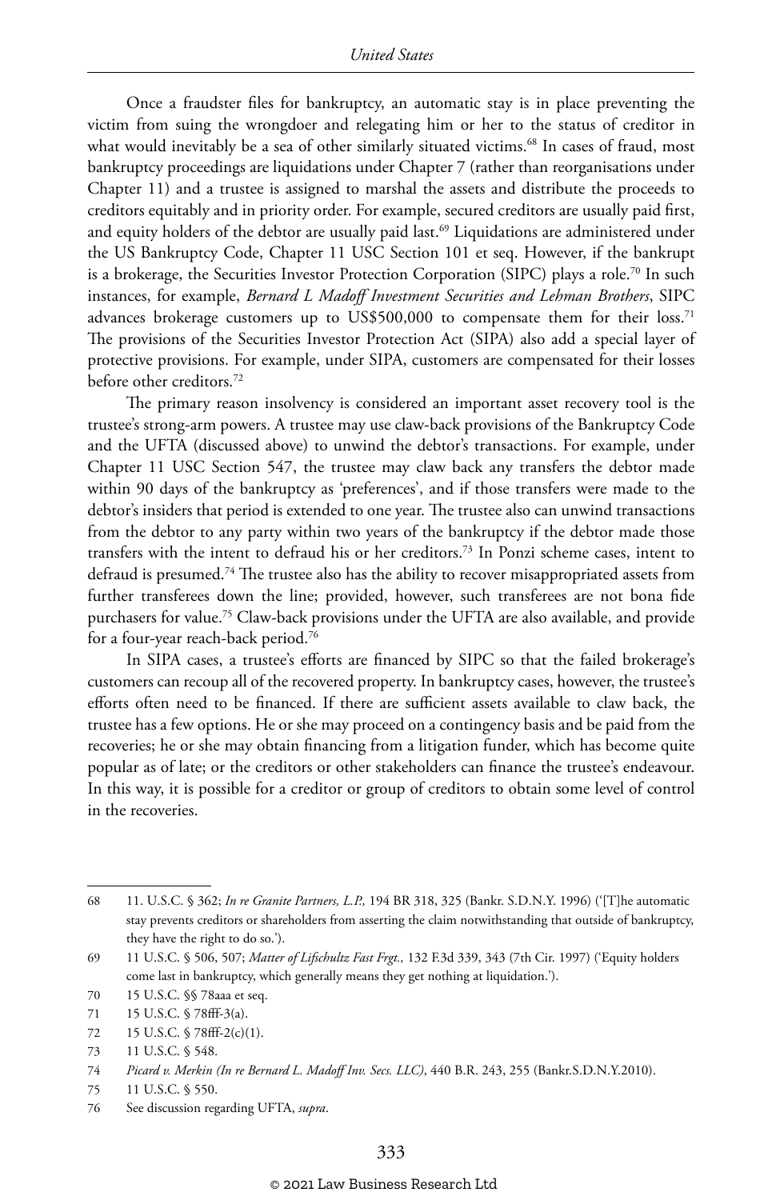Once a fraudster files for bankruptcy, an automatic stay is in place preventing the victim from suing the wrongdoer and relegating him or her to the status of creditor in what would inevitably be a sea of other similarly situated victims.[68] In cases of fraud, most bankruptcy proceedings are liquidations under Chapter 7 (rather than reorganisations under Chapter 11) and a trustee is assigned to marshal the assets and distribute the proceeds to creditors equitably and in priority order. For example, secured creditors are usually paid first, and equity holders of the debtor are usually paid last.[69] Liquidations are administered under the US Bankruptcy Code, Chapter 11 USC Section 101 et seq. However, if the bankrupt is a brokerage, the Securities Investor Protection Corporation (SIPC) plays a role.[70] In such instances, for example, *Bernard L Madoff Investment Securities and Lehman Brothers*, SIPC advances brokerage customers up to US$500,000 to compensate them for their loss.[71] The provisions of the Securities Investor Protection Act (SIPA) also add a special layer of protective provisions. For example, under SIPA, customers are compensated for their losses before other creditors.[72]

The primary reason insolvency is considered an important asset recovery tool is the trustee's strong-arm powers. A trustee may use claw-back provisions of the Bankruptcy Code and the UFTA (discussed above) to unwind the debtor's transactions. For example, under Chapter 11 USC Section 547, the trustee may claw back any transfers the debtor made within 90 days of the bankruptcy as 'preferences', and if those transfers were made to the debtor's insiders that period is extended to one year. The trustee also can unwind transactions from the debtor to any party within two years of the bankruptcy if the debtor made those transfers with the intent to defraud his or her creditors.[73] In Ponzi scheme cases, intent to defraud is presumed.[74] The trustee also has the ability to recover misappropriated assets from further transferees down the line; provided, however, such transferees are not bona fide purchasers for value.[75] Claw-back provisions under the UFTA are also available, and provide for a four-year reach-back period.[76]

In SIPA cases, a trustee's efforts are financed by SIPC so that the failed brokerage's customers can recoup all of the recovered property. In bankruptcy cases, however, the trustee's efforts often need to be financed. If there are sufficient assets available to claw back, the trustee has a few options. He or she may proceed on a contingency basis and be paid from the recoveries; he or she may obtain financing from a litigation funder, which has become quite popular as of late; or the creditors or other stakeholders can finance the trustee's endeavour. In this way, it is possible for a creditor or group of creditors to obtain some level of control in the recoveries.

---

68 11. U.S.C. § 362; *In re Granite Partners, L.P.,* 194 BR 318, 325 (Bankr. S.D.N.Y. 1996) ('[T]he automatic stay prevents creditors or shareholders from asserting the claim notwithstanding that outside of bankruptcy, they have the right to do so.').

69 11 U.S.C. § 506, 507; *Matter of Lifschultz Fast Frgt.,* 132 F.3d 339, 343 (7th Cir. 1997) ('Equity holders come last in bankruptcy, which generally means they get nothing at liquidation.').

70 15 U.S.C. §§ 78aaa et seq.

71 15 U.S.C. § 78fff-3(a).

72 15 U.S.C. § 78fff-2(c)(1).

73 11 U.S.C. § 548.

74 *Picard v. Merkin (In re Bernard L. Madoff Inv. Secs. LLC)*, 440 B.R. 243, 255 (Bankr.S.D.N.Y.2010).

75 11 U.S.C. § 550.

76 See discussion regarding UFTA, *supra*.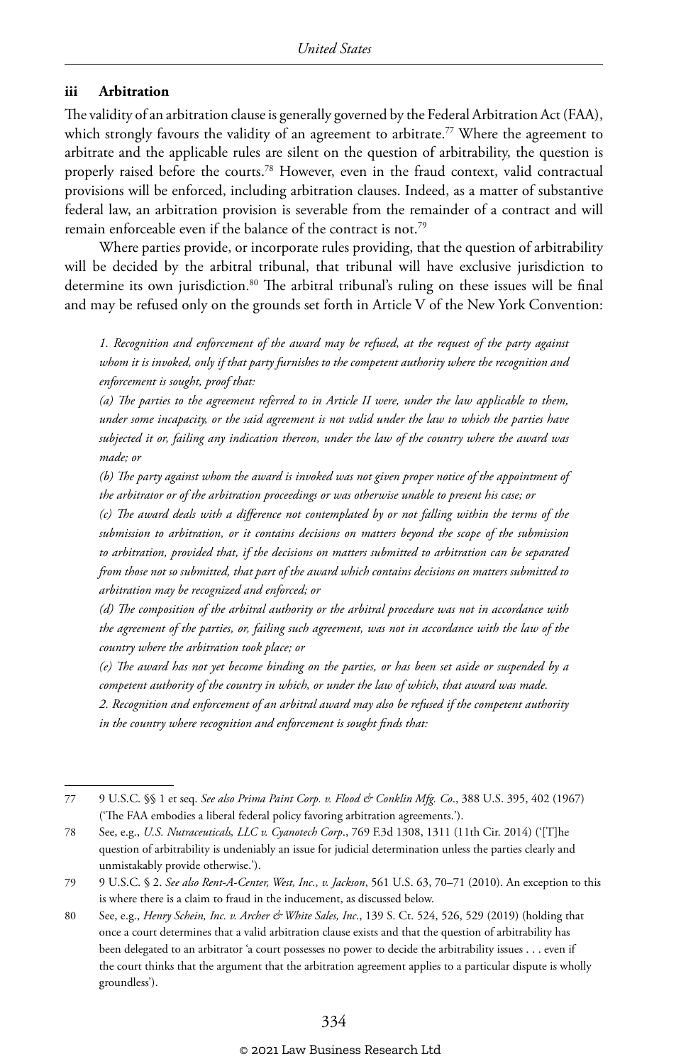### iii Arbitration

The validity of an arbitration clause is generally governed by the Federal Arbitration Act (FAA), which strongly favours the validity of an agreement to arbitrate.[77] Where the agreement to arbitrate and the applicable rules are silent on the question of arbitrability, the question is properly raised before the courts.[78] However, even in the fraud context, valid contractual provisions will be enforced, including arbitration clauses. Indeed, as a matter of substantive federal law, an arbitration provision is severable from the remainder of a contract and will remain enforceable even if the balance of the contract is not.[79]

Where parties provide, or incorporate rules providing, that the question of arbitrability will be decided by the arbitral tribunal, that tribunal will have exclusive jurisdiction to determine its own jurisdiction.[80] The arbitral tribunal's ruling on these issues will be final and may be refused only on the grounds set forth in Article V of the New York Convention:

> *1. Recognition and enforcement of the award may be refused, at the request of the party against whom it is invoked, only if that party furnishes to the competent authority where the recognition and enforcement is sought, proof that:*
>
> *(a) The parties to the agreement referred to in Article II were, under the law applicable to them, under some incapacity, or the said agreement is not valid under the law to which the parties have subjected it or, failing any indication thereon, under the law of the country where the award was made; or*
>
> *(b) The party against whom the award is invoked was not given proper notice of the appointment of the arbitrator or of the arbitration proceedings or was otherwise unable to present his case; or*
>
> *(c) The award deals with a difference not contemplated by or not falling within the terms of the submission to arbitration, or it contains decisions on matters beyond the scope of the submission to arbitration, provided that, if the decisions on matters submitted to arbitration can be separated from those not so submitted, that part of the award which contains decisions on matters submitted to arbitration may be recognized and enforced; or*
>
> *(d) The composition of the arbitral authority or the arbitral procedure was not in accordance with the agreement of the parties, or, failing such agreement, was not in accordance with the law of the country where the arbitration took place; or*
>
> *(e) The award has not yet become binding on the parties, or has been set aside or suspended by a competent authority of the country in which, or under the law of which, that award was made.*
>
> *2. Recognition and enforcement of an arbitral award may also be refused if the competent authority in the country where recognition and enforcement is sought finds that:*

---

77 9 U.S.C. §§ 1 et seq. *See also Prima Paint Corp. v. Flood & Conklin Mfg. Co*., 388 U.S. 395, 402 (1967) ('The FAA embodies a liberal federal policy favoring arbitration agreements.').

78 See, e.g., *U.S. Nutraceuticals, LLC v. Cyanotech Corp*., 769 F.3d 1308, 1311 (11th Cir. 2014) ('[T]he question of arbitrability is undeniably an issue for judicial determination unless the parties clearly and unmistakably provide otherwise.').

79 9 U.S.C. § 2. *See also Rent-A-Center, West, Inc., v. Jackson*, 561 U.S. 63, 70–71 (2010). An exception to this is where there is a claim to fraud in the inducement, as discussed below.

80 See, e.g., *Henry Schein, Inc. v. Archer & White Sales, Inc*., 139 S. Ct. 524, 526, 529 (2019) (holding that once a court determines that a valid arbitration clause exists and that the question of arbitrability has been delegated to an arbitrator 'a court possesses no power to decide the arbitrability issues . . . even if the court thinks that the argument that the arbitration agreement applies to a particular dispute is wholly groundless').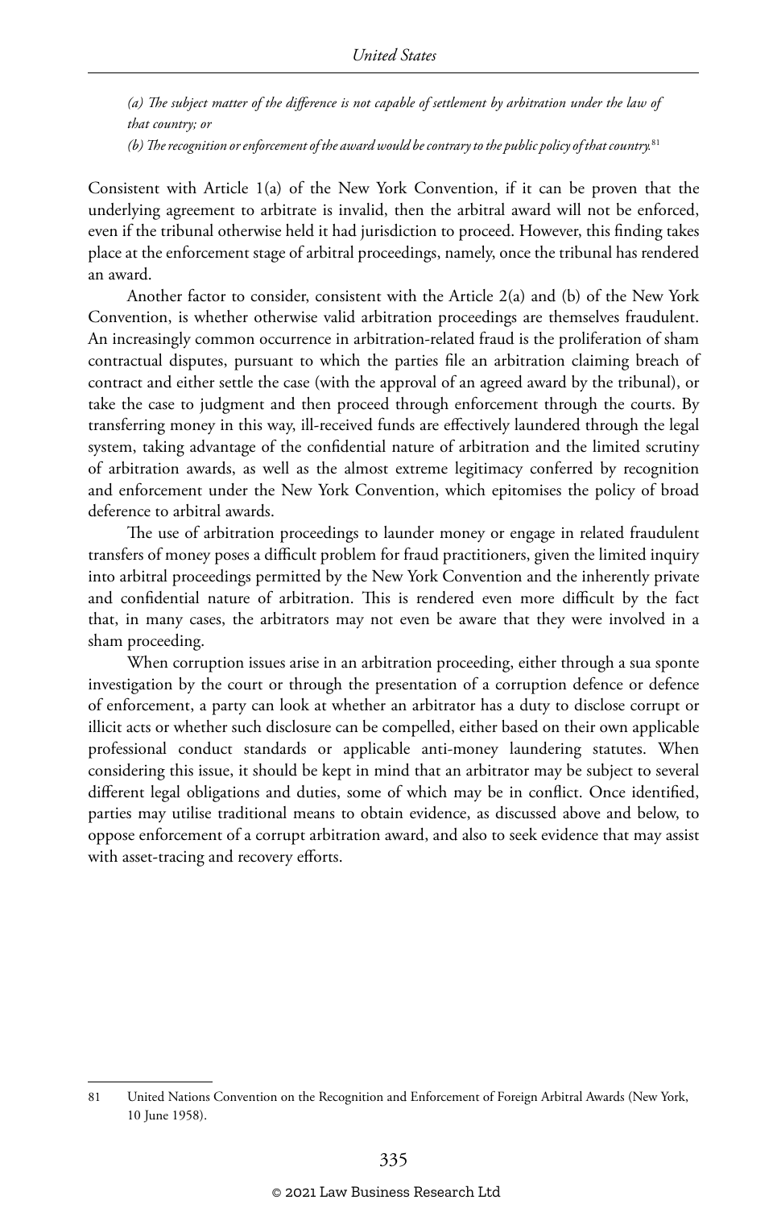*(a) The subject matter of the difference is not capable of settlement by arbitration under the law of that country; or*

*(b) The recognition or enforcement of the award would be contrary to the public policy of that country.*[81]

Consistent with Article 1(a) of the New York Convention, if it can be proven that the underlying agreement to arbitrate is invalid, then the arbitral award will not be enforced, even if the tribunal otherwise held it had jurisdiction to proceed. However, this finding takes place at the enforcement stage of arbitral proceedings, namely, once the tribunal has rendered an award.

Another factor to consider, consistent with the Article 2(a) and (b) of the New York Convention, is whether otherwise valid arbitration proceedings are themselves fraudulent. An increasingly common occurrence in arbitration-related fraud is the proliferation of sham contractual disputes, pursuant to which the parties file an arbitration claiming breach of contract and either settle the case (with the approval of an agreed award by the tribunal), or take the case to judgment and then proceed through enforcement through the courts. By transferring money in this way, ill-received funds are effectively laundered through the legal system, taking advantage of the confidential nature of arbitration and the limited scrutiny of arbitration awards, as well as the almost extreme legitimacy conferred by recognition and enforcement under the New York Convention, which epitomises the policy of broad deference to arbitral awards.

The use of arbitration proceedings to launder money or engage in related fraudulent transfers of money poses a difficult problem for fraud practitioners, given the limited inquiry into arbitral proceedings permitted by the New York Convention and the inherently private and confidential nature of arbitration. This is rendered even more difficult by the fact that, in many cases, the arbitrators may not even be aware that they were involved in a sham proceeding.

When corruption issues arise in an arbitration proceeding, either through a sua sponte investigation by the court or through the presentation of a corruption defence or defence of enforcement, a party can look at whether an arbitrator has a duty to disclose corrupt or illicit acts or whether such disclosure can be compelled, either based on their own applicable professional conduct standards or applicable anti-money laundering statutes. When considering this issue, it should be kept in mind that an arbitrator may be subject to several different legal obligations and duties, some of which may be in conflict. Once identified, parties may utilise traditional means to obtain evidence, as discussed above and below, to oppose enforcement of a corrupt arbitration award, and also to seek evidence that may assist with asset-tracing and recovery efforts.

---

81 United Nations Convention on the Recognition and Enforcement of Foreign Arbitral Awards (New York, 10 June 1958).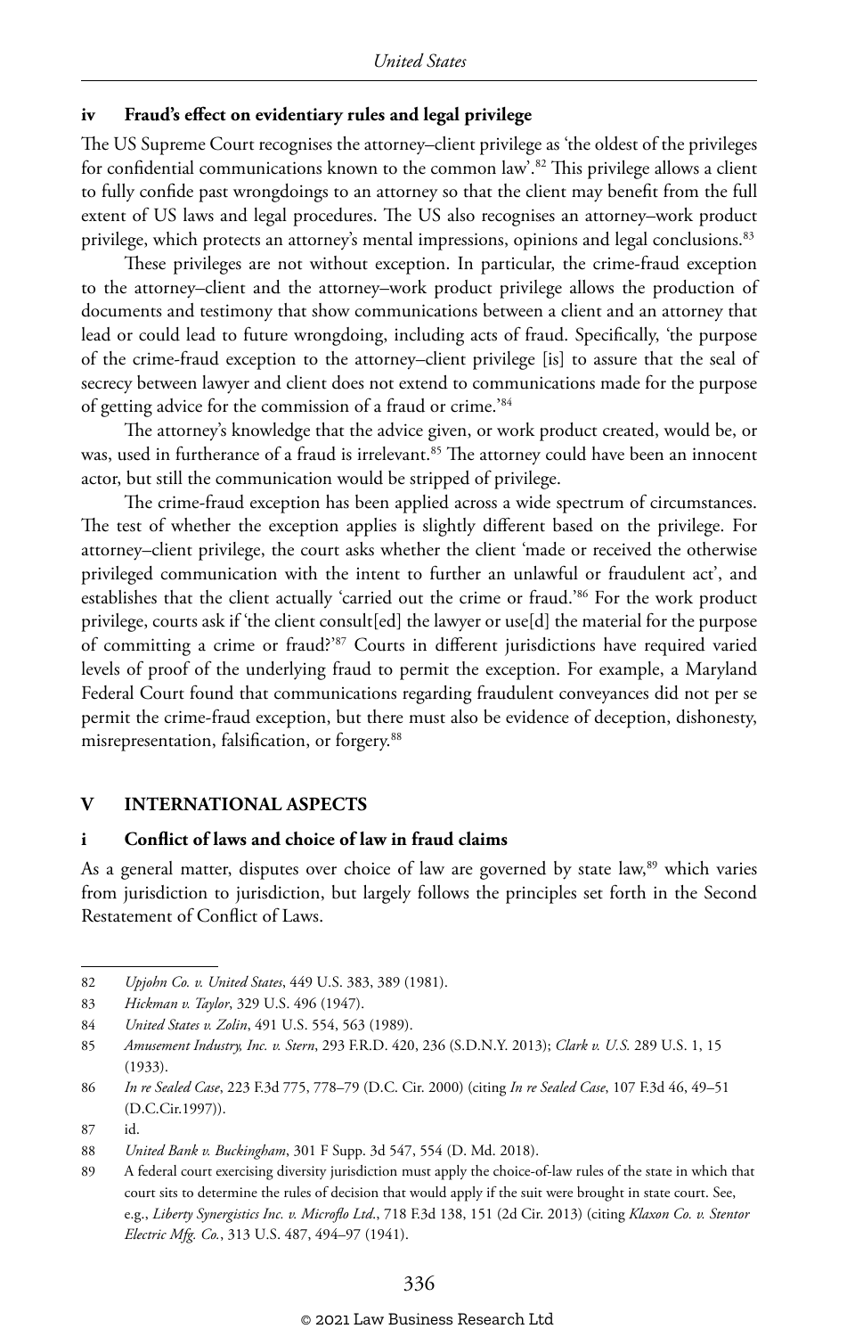### iv Fraud's effect on evidentiary rules and legal privilege

The US Supreme Court recognises the attorney–client privilege as 'the oldest of the privileges for confidential communications known to the common law'.[82] This privilege allows a client to fully confide past wrongdoings to an attorney so that the client may benefit from the full extent of US laws and legal procedures. The US also recognises an attorney–work product privilege, which protects an attorney's mental impressions, opinions and legal conclusions.[83]

These privileges are not without exception. In particular, the crime-fraud exception to the attorney–client and the attorney–work product privilege allows the production of documents and testimony that show communications between a client and an attorney that lead or could lead to future wrongdoing, including acts of fraud. Specifically, 'the purpose of the crime-fraud exception to the attorney–client privilege [is] to assure that the seal of secrecy between lawyer and client does not extend to communications made for the purpose of getting advice for the commission of a fraud or crime.'[84]

The attorney's knowledge that the advice given, or work product created, would be, or was, used in furtherance of a fraud is irrelevant.[85] The attorney could have been an innocent actor, but still the communication would be stripped of privilege.

The crime-fraud exception has been applied across a wide spectrum of circumstances. The test of whether the exception applies is slightly different based on the privilege. For attorney–client privilege, the court asks whether the client 'made or received the otherwise privileged communication with the intent to further an unlawful or fraudulent act', and establishes that the client actually 'carried out the crime or fraud.'[86] For the work product privilege, courts ask if 'the client consult[ed] the lawyer or use[d] the material for the purpose of committing a crime or fraud?'[87] Courts in different jurisdictions have required varied levels of proof of the underlying fraud to permit the exception. For example, a Maryland Federal Court found that communications regarding fraudulent conveyances did not per se permit the crime-fraud exception, but there must also be evidence of deception, dishonesty, misrepresentation, falsification, or forgery.[88]

## V INTERNATIONAL ASPECTS

### i Conflict of laws and choice of law in fraud claims

As a general matter, disputes over choice of law are governed by state law,[89] which varies from jurisdiction to jurisdiction, but largely follows the principles set forth in the Second Restatement of Conflict of Laws.

---

82 *Upjohn Co. v. United States*, 449 U.S. 383, 389 (1981).

83 *Hickman v. Taylor*, 329 U.S. 496 (1947).

84 *United States v. Zolin*, 491 U.S. 554, 563 (1989).

85 *Amusement Industry, Inc. v. Stern*, 293 F.R.D. 420, 236 (S.D.N.Y. 2013); *Clark v. U.S.* 289 U.S. 1, 15 (1933).

86 *In re Sealed Case*, 223 F.3d 775, 778–79 (D.C. Cir. 2000) (citing *In re Sealed Case*, 107 F.3d 46, 49–51 (D.C.Cir.1997)).

87 id.

88 *United Bank v. Buckingham*, 301 F Supp. 3d 547, 554 (D. Md. 2018).

89 A federal court exercising diversity jurisdiction must apply the choice-of-law rules of the state in which that court sits to determine the rules of decision that would apply if the suit were brought in state court. See, e.g., *Liberty Synergistics Inc. v. Microflo Ltd.*, 718 F.3d 138, 151 (2d Cir. 2013) (citing *Klaxon Co. v. Stentor Electric Mfg. Co.*, 313 U.S. 487, 494–97 (1941).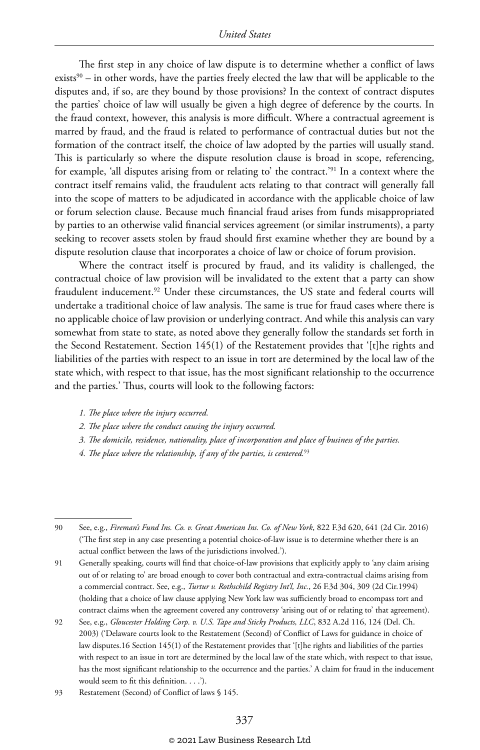The first step in any choice of law dispute is to determine whether a conflict of laws exists[90] – in other words, have the parties freely elected the law that will be applicable to the disputes and, if so, are they bound by those provisions? In the context of contract disputes the parties' choice of law will usually be given a high degree of deference by the courts. In the fraud context, however, this analysis is more difficult. Where a contractual agreement is marred by fraud, and the fraud is related to performance of contractual duties but not the formation of the contract itself, the choice of law adopted by the parties will usually stand. This is particularly so where the dispute resolution clause is broad in scope, referencing, for example, 'all disputes arising from or relating to' the contract.'[91] In a context where the contract itself remains valid, the fraudulent acts relating to that contract will generally fall into the scope of matters to be adjudicated in accordance with the applicable choice of law or forum selection clause. Because much financial fraud arises from funds misappropriated by parties to an otherwise valid financial services agreement (or similar instruments), a party seeking to recover assets stolen by fraud should first examine whether they are bound by a dispute resolution clause that incorporates a choice of law or choice of forum provision.

Where the contract itself is procured by fraud, and its validity is challenged, the contractual choice of law provision will be invalidated to the extent that a party can show fraudulent inducement.[92] Under these circumstances, the US state and federal courts will undertake a traditional choice of law analysis. The same is true for fraud cases where there is no applicable choice of law provision or underlying contract. And while this analysis can vary somewhat from state to state, as noted above they generally follow the standards set forth in the Second Restatement. Section 145(1) of the Restatement provides that '[t]he rights and liabilities of the parties with respect to an issue in tort are determined by the local law of the state which, with respect to that issue, has the most significant relationship to the occurrence and the parties.' Thus, courts will look to the following factors:

1. *The place where the injury occurred.*
2. *The place where the conduct causing the injury occurred.*
3. *The domicile, residence, nationality, place of incorporation and place of business of the parties.*
4. *The place where the relationship, if any of the parties, is centered.*[93]

---

90 See, e.g., *Fireman's Fund Ins. Co. v. Great American Ins. Co. of New York*, 822 F.3d 620, 641 (2d Cir. 2016) ('The first step in any case presenting a potential choice-of-law issue is to determine whether there is an actual conflict between the laws of the jurisdictions involved.').

91 Generally speaking, courts will find that choice-of-law provisions that explicitly apply to 'any claim arising out of or relating to' are broad enough to cover both contractual and extra-contractual claims arising from a commercial contract. See, e.g., *Turtur v. Rothschild Registry Int'l, Inc.*, 26 F.3d 304, 309 (2d Cir.1994) (holding that a choice of law clause applying New York law was sufficiently broad to encompass tort and contract claims when the agreement covered any controversy 'arising out of or relating to' that agreement).

92 See, e.g., *Gloucester Holding Corp. v. U.S. Tape and Sticky Products, LLC*, 832 A.2d 116, 124 (Del. Ch. 2003) ('Delaware courts look to the Restatement (Second) of Conflict of Laws for guidance in choice of law disputes.16 Section 145(1) of the Restatement provides that '[t]he rights and liabilities of the parties with respect to an issue in tort are determined by the local law of the state which, with respect to that issue, has the most significant relationship to the occurrence and the parties.' A claim for fraud in the inducement would seem to fit this definition. . . .').

93 Restatement (Second) of Conflict of laws § 145.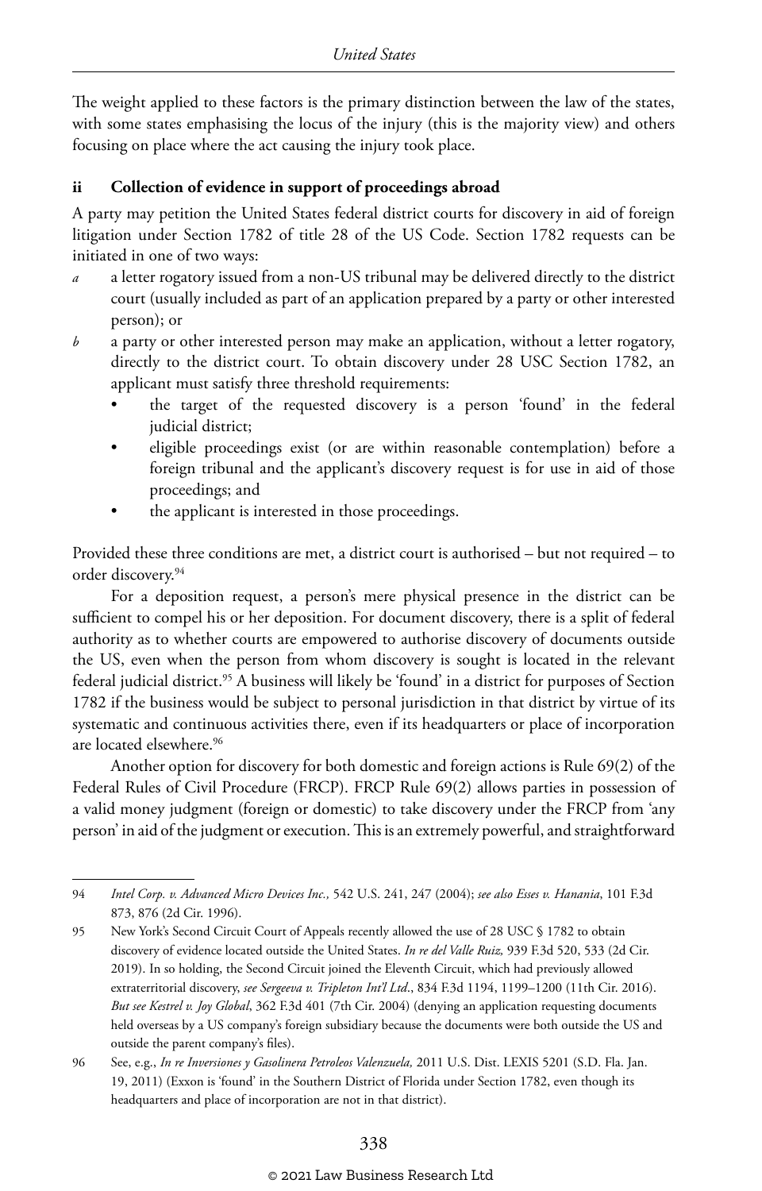The weight applied to these factors is the primary distinction between the law of the states, with some states emphasising the locus of the injury (this is the majority view) and others focusing on place where the act causing the injury took place.

### ii Collection of evidence in support of proceedings abroad

A party may petition the United States federal district courts for discovery in aid of foreign litigation under Section 1782 of title 28 of the US Code. Section 1782 requests can be initiated in one of two ways:

*a* a letter rogatory issued from a non-US tribunal may be delivered directly to the district court (usually included as part of an application prepared by a party or other interested person); or

*b* a party or other interested person may make an application, without a letter rogatory, directly to the district court. To obtain discovery under 28 USC Section 1782, an applicant must satisfy three threshold requirements:
   - the target of the requested discovery is a person 'found' in the federal judicial district;
   - eligible proceedings exist (or are within reasonable contemplation) before a foreign tribunal and the applicant's discovery request is for use in aid of those proceedings; and
   - the applicant is interested in those proceedings.

Provided these three conditions are met, a district court is authorised – but not required – to order discovery.[94]

For a deposition request, a person's mere physical presence in the district can be sufficient to compel his or her deposition. For document discovery, there is a split of federal authority as to whether courts are empowered to authorise discovery of documents outside the US, even when the person from whom discovery is sought is located in the relevant federal judicial district.[95] A business will likely be 'found' in a district for purposes of Section 1782 if the business would be subject to personal jurisdiction in that district by virtue of its systematic and continuous activities there, even if its headquarters or place of incorporation are located elsewhere.[96]

Another option for discovery for both domestic and foreign actions is Rule 69(2) of the Federal Rules of Civil Procedure (FRCP). FRCP Rule 69(2) allows parties in possession of a valid money judgment (foreign or domestic) to take discovery under the FRCP from 'any person' in aid of the judgment or execution. This is an extremely powerful, and straightforward

---

94 *Intel Corp. v. Advanced Micro Devices Inc.,* 542 U.S. 241, 247 (2004); *see also Esses v. Hanania*, 101 F.3d 873, 876 (2d Cir. 1996).

95 New York's Second Circuit Court of Appeals recently allowed the use of 28 USC § 1782 to obtain discovery of evidence located outside the United States. *In re del Valle Ruiz,* 939 F.3d 520, 533 (2d Cir. 2019). In so holding, the Second Circuit joined the Eleventh Circuit, which had previously allowed extraterritorial discovery, *see Sergeeva v. Tripleton Int'l Ltd*., 834 F.3d 1194, 1199–1200 (11th Cir. 2016). *But see Kestrel v. Joy Global*, 362 F.3d 401 (7th Cir. 2004) (denying an application requesting documents held overseas by a US company's foreign subsidiary because the documents were both outside the US and outside the parent company's files).

96 See, e.g., *In re Inversiones y Gasolinera Petroleos Valenzuela,* 2011 U.S. Dist. LEXIS 5201 (S.D. Fla. Jan. 19, 2011) (Exxon is 'found' in the Southern District of Florida under Section 1782, even though its headquarters and place of incorporation are not in that district).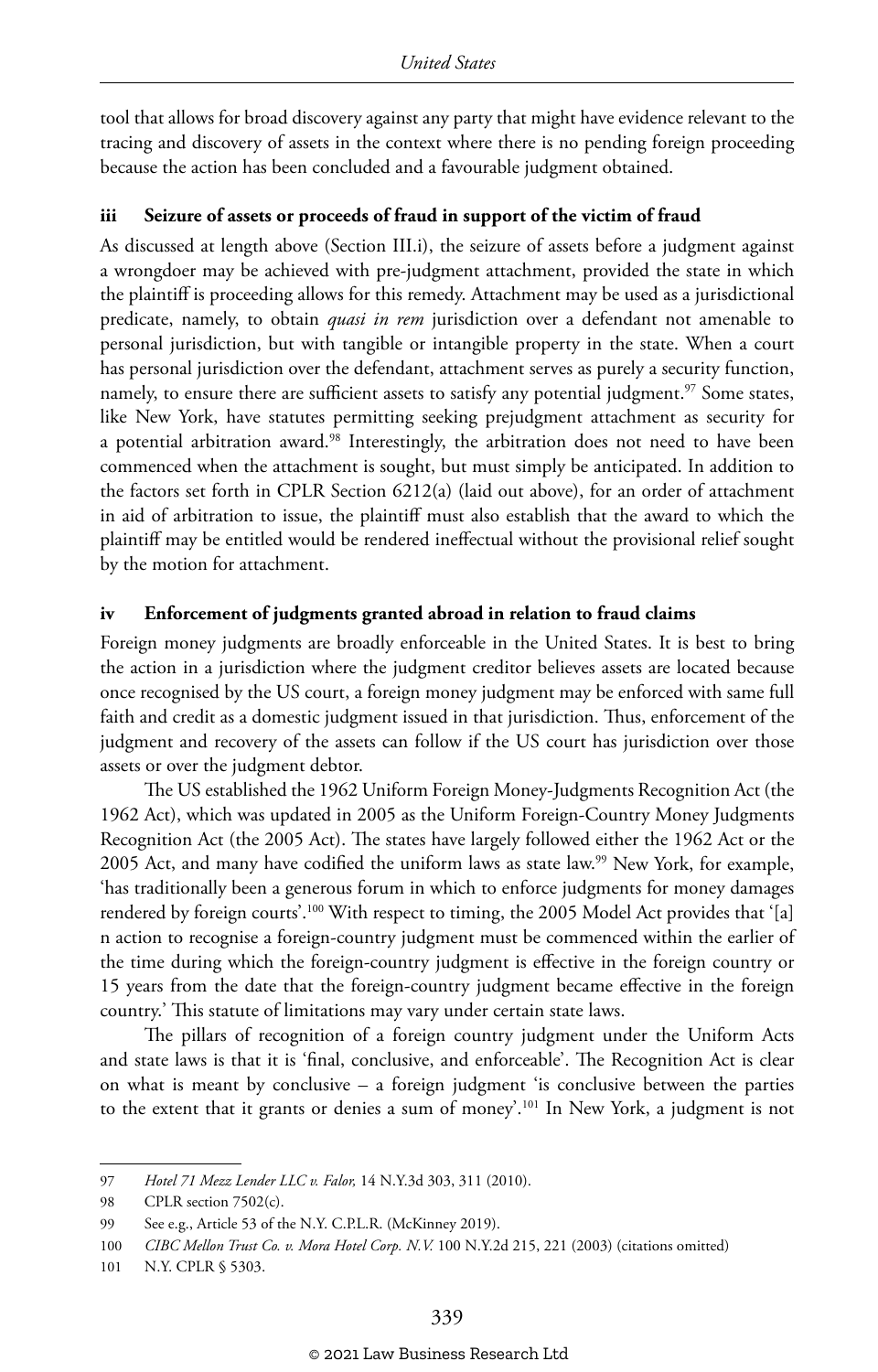tool that allows for broad discovery against any party that might have evidence relevant to the tracing and discovery of assets in the context where there is no pending foreign proceeding because the action has been concluded and a favourable judgment obtained.

### iii Seizure of assets or proceeds of fraud in support of the victim of fraud

As discussed at length above (Section III.i), the seizure of assets before a judgment against a wrongdoer may be achieved with pre-judgment attachment, provided the state in which the plaintiff is proceeding allows for this remedy. Attachment may be used as a jurisdictional predicate, namely, to obtain *quasi in rem* jurisdiction over a defendant not amenable to personal jurisdiction, but with tangible or intangible property in the state. When a court has personal jurisdiction over the defendant, attachment serves as purely a security function, namely, to ensure there are sufficient assets to satisfy any potential judgment.[97] Some states, like New York, have statutes permitting seeking prejudgment attachment as security for a potential arbitration award.[98] Interestingly, the arbitration does not need to have been commenced when the attachment is sought, but must simply be anticipated. In addition to the factors set forth in CPLR Section 6212(a) (laid out above), for an order of attachment in aid of arbitration to issue, the plaintiff must also establish that the award to which the plaintiff may be entitled would be rendered ineffectual without the provisional relief sought by the motion for attachment.

### iv Enforcement of judgments granted abroad in relation to fraud claims

Foreign money judgments are broadly enforceable in the United States. It is best to bring the action in a jurisdiction where the judgment creditor believes assets are located because once recognised by the US court, a foreign money judgment may be enforced with same full faith and credit as a domestic judgment issued in that jurisdiction. Thus, enforcement of the judgment and recovery of the assets can follow if the US court has jurisdiction over those assets or over the judgment debtor.

The US established the 1962 Uniform Foreign Money-Judgments Recognition Act (the 1962 Act), which was updated in 2005 as the Uniform Foreign-Country Money Judgments Recognition Act (the 2005 Act). The states have largely followed either the 1962 Act or the 2005 Act, and many have codified the uniform laws as state law.[99] New York, for example, 'has traditionally been a generous forum in which to enforce judgments for money damages rendered by foreign courts'.[100] With respect to timing, the 2005 Model Act provides that '[a]n action to recognise a foreign-country judgment must be commenced within the earlier of the time during which the foreign-country judgment is effective in the foreign country or 15 years from the date that the foreign-country judgment became effective in the foreign country.' This statute of limitations may vary under certain state laws.

The pillars of recognition of a foreign country judgment under the Uniform Acts and state laws is that it is 'final, conclusive, and enforceable'. The Recognition Act is clear on what is meant by conclusive – a foreign judgment 'is conclusive between the parties to the extent that it grants or denies a sum of money'.[101] In New York, a judgment is not

---

97 *Hotel 71 Mezz Lender LLC v. Falor,* 14 N.Y.3d 303, 311 (2010).

98 CPLR section 7502(c).

99 See e.g., Article 53 of the N.Y. C.P.L.R. (McKinney 2019).

100 *CIBC Mellon Trust Co. v. Mora Hotel Corp. N.V.* 100 N.Y.2d 215, 221 (2003) (citations omitted)

101 N.Y. CPLR § 5303.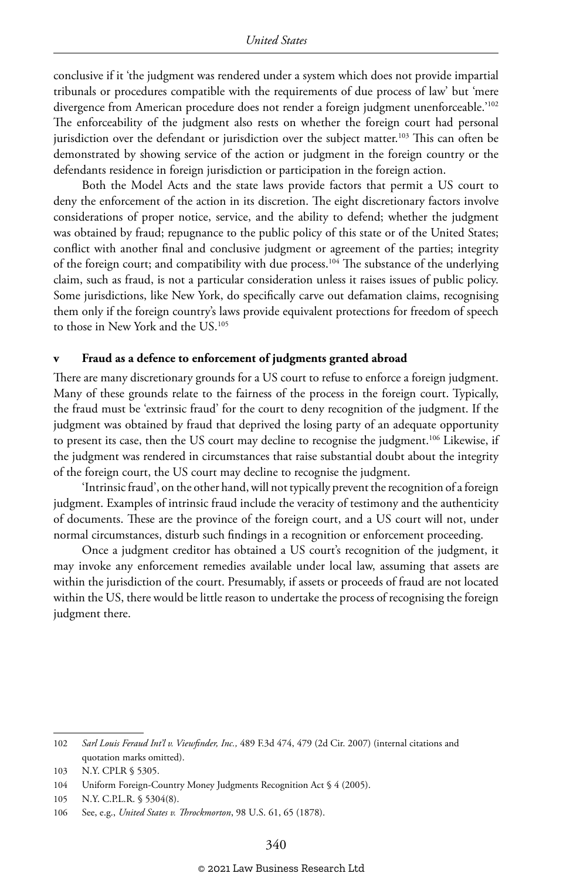conclusive if it 'the judgment was rendered under a system which does not provide impartial tribunals or procedures compatible with the requirements of due process of law' but 'mere divergence from American procedure does not render a foreign judgment unenforceable.'[102] The enforceability of the judgment also rests on whether the foreign court had personal jurisdiction over the defendant or jurisdiction over the subject matter.[103] This can often be demonstrated by showing service of the action or judgment in the foreign country or the defendants residence in foreign jurisdiction or participation in the foreign action.

Both the Model Acts and the state laws provide factors that permit a US court to deny the enforcement of the action in its discretion. The eight discretionary factors involve considerations of proper notice, service, and the ability to defend; whether the judgment was obtained by fraud; repugnance to the public policy of this state or of the United States; conflict with another final and conclusive judgment or agreement of the parties; integrity of the foreign court; and compatibility with due process.[104] The substance of the underlying claim, such as fraud, is not a particular consideration unless it raises issues of public policy. Some jurisdictions, like New York, do specifically carve out defamation claims, recognising them only if the foreign country's laws provide equivalent protections for freedom of speech to those in New York and the US.[105]

### v Fraud as a defence to enforcement of judgments granted abroad

There are many discretionary grounds for a US court to refuse to enforce a foreign judgment. Many of these grounds relate to the fairness of the process in the foreign court. Typically, the fraud must be 'extrinsic fraud' for the court to deny recognition of the judgment. If the judgment was obtained by fraud that deprived the losing party of an adequate opportunity to present its case, then the US court may decline to recognise the judgment.[106] Likewise, if the judgment was rendered in circumstances that raise substantial doubt about the integrity of the foreign court, the US court may decline to recognise the judgment.

'Intrinsic fraud', on the other hand, will not typically prevent the recognition of a foreign judgment. Examples of intrinsic fraud include the veracity of testimony and the authenticity of documents. These are the province of the foreign court, and a US court will not, under normal circumstances, disturb such findings in a recognition or enforcement proceeding.

Once a judgment creditor has obtained a US court's recognition of the judgment, it may invoke any enforcement remedies available under local law, assuming that assets are within the jurisdiction of the court. Presumably, if assets or proceeds of fraud are not located within the US, there would be little reason to undertake the process of recognising the foreign judgment there.

---

102 *Sarl Louis Feraud Int'l v. Viewfinder, Inc.,* 489 F.3d 474, 479 (2d Cir. 2007) (internal citations and quotation marks omitted).

103 N.Y. CPLR § 5305.

104 Uniform Foreign-Country Money Judgments Recognition Act § 4 (2005).

105 N.Y. C.P.L.R. § 5304(8).

106 See, e.g., *United States v. Throckmorton*, 98 U.S. 61, 65 (1878).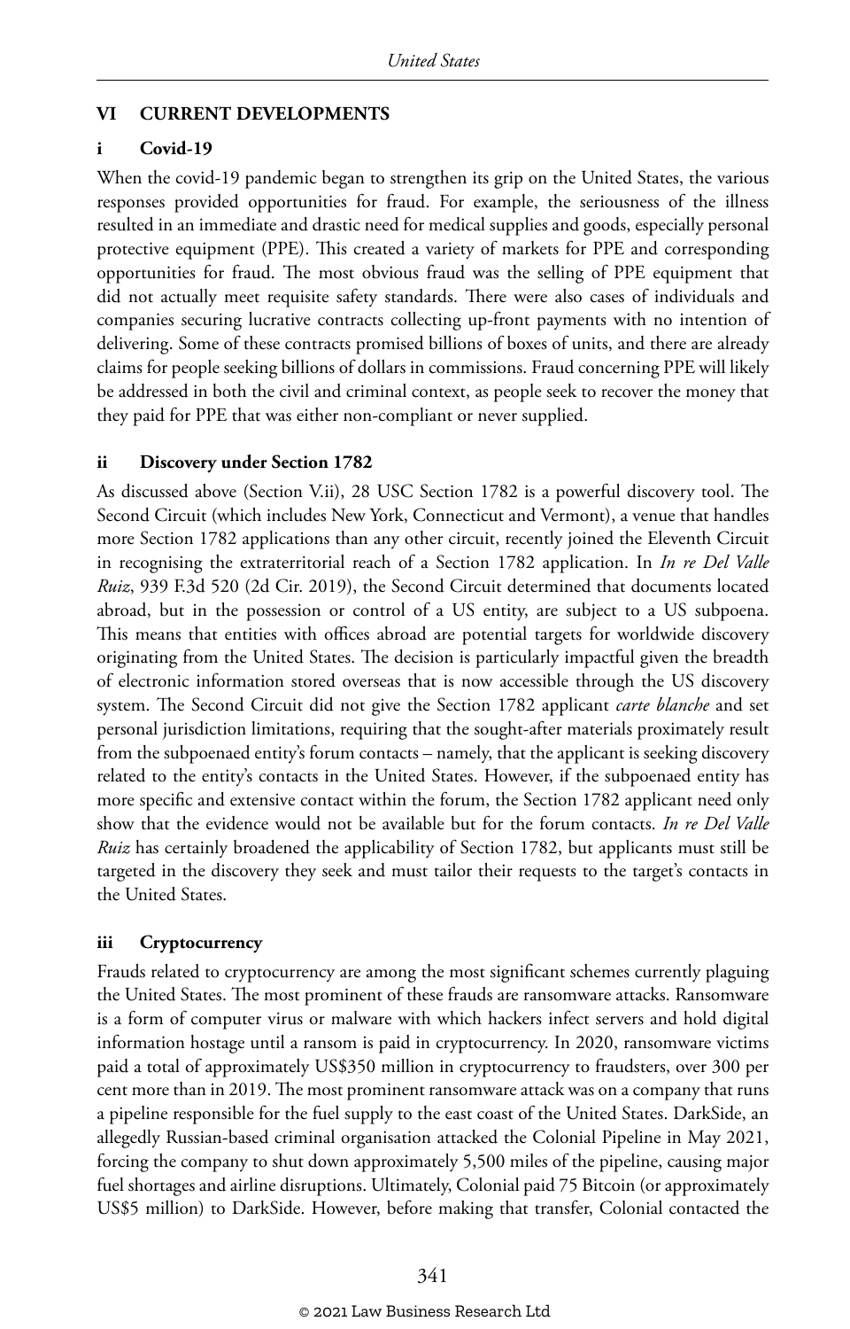## VI CURRENT DEVELOPMENTS

### i Covid-19

When the covid-19 pandemic began to strengthen its grip on the United States, the various responses provided opportunities for fraud. For example, the seriousness of the illness resulted in an immediate and drastic need for medical supplies and goods, especially personal protective equipment (PPE). This created a variety of markets for PPE and corresponding opportunities for fraud. The most obvious fraud was the selling of PPE equipment that did not actually meet requisite safety standards. There were also cases of individuals and companies securing lucrative contracts collecting up-front payments with no intention of delivering. Some of these contracts promised billions of boxes of units, and there are already claims for people seeking billions of dollars in commissions. Fraud concerning PPE will likely be addressed in both the civil and criminal context, as people seek to recover the money that they paid for PPE that was either non-compliant or never supplied.

### ii Discovery under Section 1782

As discussed above (Section V.ii), 28 USC Section 1782 is a powerful discovery tool. The Second Circuit (which includes New York, Connecticut and Vermont), a venue that handles more Section 1782 applications than any other circuit, recently joined the Eleventh Circuit in recognising the extraterritorial reach of a Section 1782 application. In *In re Del Valle Ruiz*, 939 F.3d 520 (2d Cir. 2019), the Second Circuit determined that documents located abroad, but in the possession or control of a US entity, are subject to a US subpoena. This means that entities with offices abroad are potential targets for worldwide discovery originating from the United States. The decision is particularly impactful given the breadth of electronic information stored overseas that is now accessible through the US discovery system. The Second Circuit did not give the Section 1782 applicant *carte blanche* and set personal jurisdiction limitations, requiring that the sought-after materials proximately result from the subpoenaed entity's forum contacts – namely, that the applicant is seeking discovery related to the entity's contacts in the United States. However, if the subpoenaed entity has more specific and extensive contact within the forum, the Section 1782 applicant need only show that the evidence would not be available but for the forum contacts. *In re Del Valle Ruiz* has certainly broadened the applicability of Section 1782, but applicants must still be targeted in the discovery they seek and must tailor their requests to the target's contacts in the United States.

### iii Cryptocurrency

Frauds related to cryptocurrency are among the most significant schemes currently plaguing the United States. The most prominent of these frauds are ransomware attacks. Ransomware is a form of computer virus or malware with which hackers infect servers and hold digital information hostage until a ransom is paid in cryptocurrency. In 2020, ransomware victims paid a total of approximately US$350 million in cryptocurrency to fraudsters, over 300 per cent more than in 2019. The most prominent ransomware attack was on a company that runs a pipeline responsible for the fuel supply to the east coast of the United States. DarkSide, an allegedly Russian-based criminal organisation attacked the Colonial Pipeline in May 2021, forcing the company to shut down approximately 5,500 miles of the pipeline, causing major fuel shortages and airline disruptions. Ultimately, Colonial paid 75 Bitcoin (or approximately US$5 million) to DarkSide. However, before making that transfer, Colonial contacted the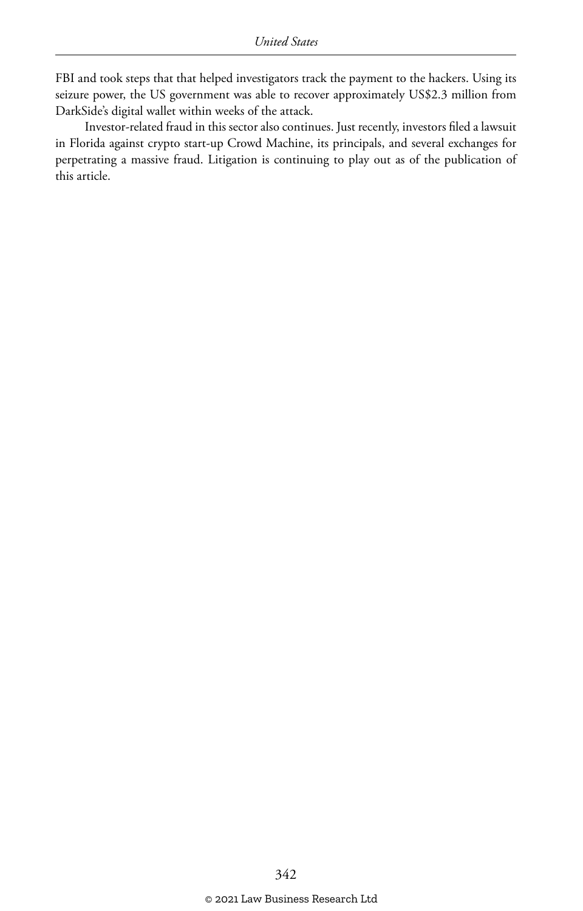FBI and took steps that that helped investigators track the payment to the hackers. Using its seizure power, the US government was able to recover approximately US$2.3 million from DarkSide's digital wallet within weeks of the attack.

Investor-related fraud in this sector also continues. Just recently, investors filed a lawsuit in Florida against crypto start-up Crowd Machine, its principals, and several exchanges for perpetrating a massive fraud. Litigation is continuing to play out as of the publication of this article.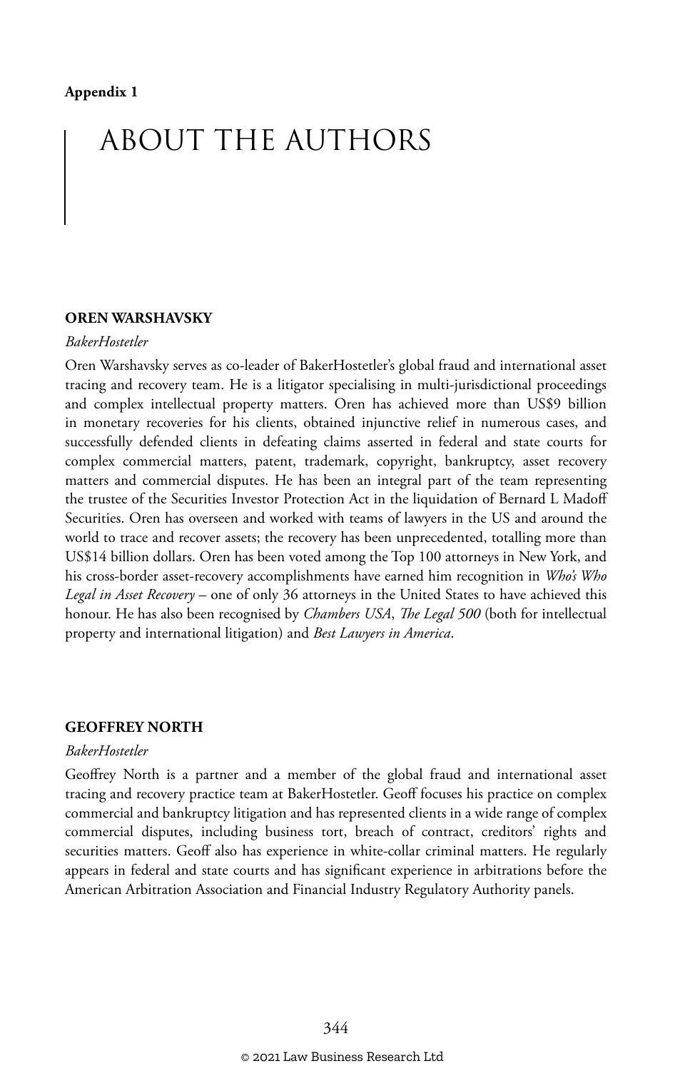**Appendix 1**

# ABOUT THE AUTHORS

## OREN WARSHAVSKY

*BakerHostetler*

Oren Warshavsky serves as co-leader of BakerHostetler's global fraud and international asset tracing and recovery team. He is a litigator specialising in multi-jurisdictional proceedings and complex intellectual property matters. Oren has achieved more than US$9 billion in monetary recoveries for his clients, obtained injunctive relief in numerous cases, and successfully defended clients in defeating claims asserted in federal and state courts for complex commercial matters, patent, trademark, copyright, bankruptcy, asset recovery matters and commercial disputes. He has been an integral part of the team representing the trustee of the Securities Investor Protection Act in the liquidation of Bernard L Madoff Securities. Oren has overseen and worked with teams of lawyers in the US and around the world to trace and recover assets; the recovery has been unprecedented, totalling more than US$14 billion dollars. Oren has been voted among the Top 100 attorneys in New York, and his cross-border asset-recovery accomplishments have earned him recognition in *Who's Who Legal in Asset Recovery* – one of only 36 attorneys in the United States to have achieved this honour. He has also been recognised by *Chambers USA*, *The Legal 500* (both for intellectual property and international litigation) and *Best Lawyers in America*.

## GEOFFREY NORTH

*BakerHostetler*

Geoffrey North is a partner and a member of the global fraud and international asset tracing and recovery practice team at BakerHostetler. Geoff focuses his practice on complex commercial and bankruptcy litigation and has represented clients in a wide range of complex commercial disputes, including business tort, breach of contract, creditors' rights and securities matters. Geoff also has experience in white-collar criminal matters. He regularly appears in federal and state courts and has significant experience in arbitrations before the American Arbitration Association and Financial Industry Regulatory Authority panels.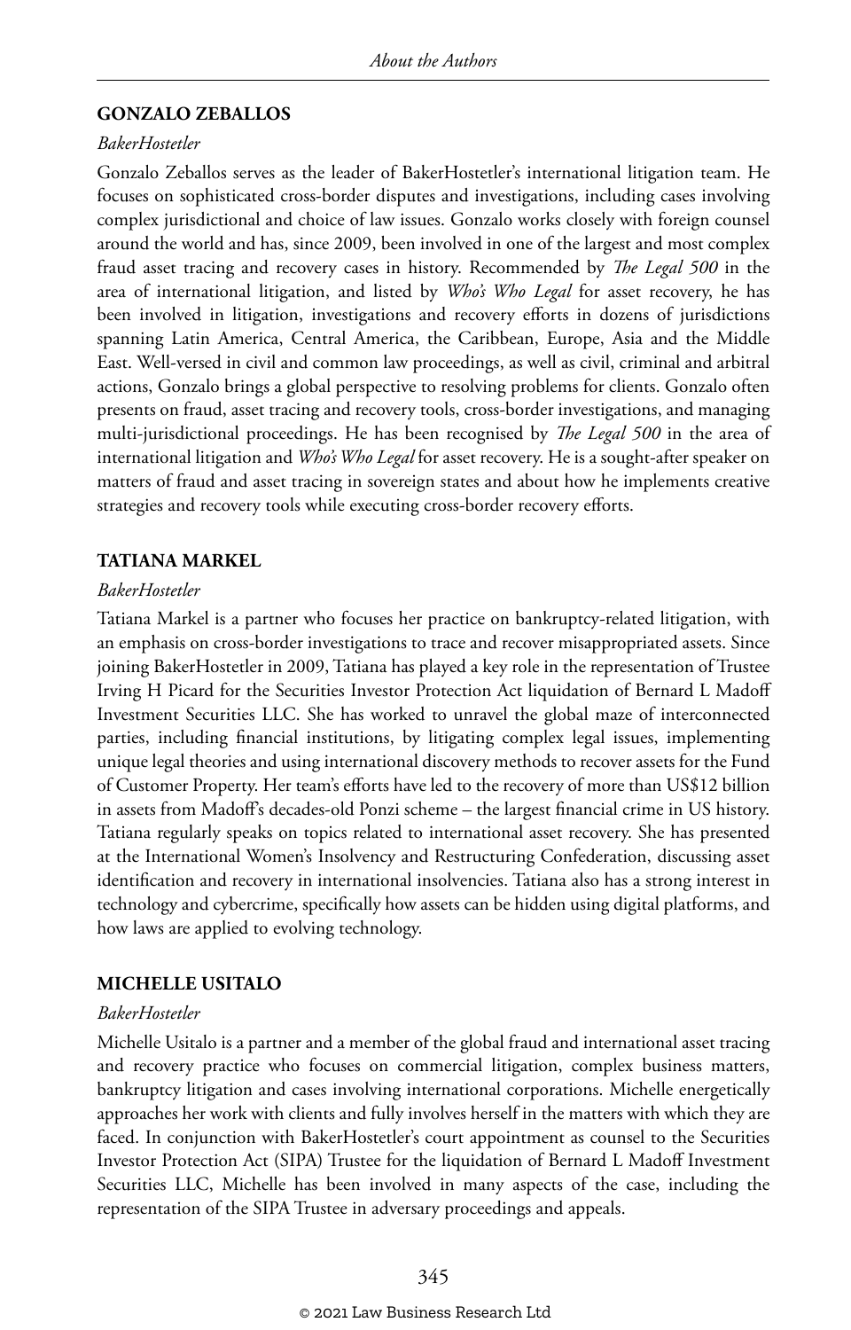### GONZALO ZEBALLOS

*BakerHostetler*

Gonzalo Zeballos serves as the leader of BakerHostetler's international litigation team. He focuses on sophisticated cross-border disputes and investigations, including cases involving complex jurisdictional and choice of law issues. Gonzalo works closely with foreign counsel around the world and has, since 2009, been involved in one of the largest and most complex fraud asset tracing and recovery cases in history. Recommended by *The Legal 500* in the area of international litigation, and listed by *Who's Who Legal* for asset recovery, he has been involved in litigation, investigations and recovery efforts in dozens of jurisdictions spanning Latin America, Central America, the Caribbean, Europe, Asia and the Middle East. Well-versed in civil and common law proceedings, as well as civil, criminal and arbitral actions, Gonzalo brings a global perspective to resolving problems for clients. Gonzalo often presents on fraud, asset tracing and recovery tools, cross-border investigations, and managing multi-jurisdictional proceedings. He has been recognised by *The Legal 500* in the area of international litigation and *Who's Who Legal* for asset recovery. He is a sought-after speaker on matters of fraud and asset tracing in sovereign states and about how he implements creative strategies and recovery tools while executing cross-border recovery efforts.

### TATIANA MARKEL

*BakerHostetler*

Tatiana Markel is a partner who focuses her practice on bankruptcy-related litigation, with an emphasis on cross-border investigations to trace and recover misappropriated assets. Since joining BakerHostetler in 2009, Tatiana has played a key role in the representation of Trustee Irving H Picard for the Securities Investor Protection Act liquidation of Bernard L Madoff Investment Securities LLC. She has worked to unravel the global maze of interconnected parties, including financial institutions, by litigating complex legal issues, implementing unique legal theories and using international discovery methods to recover assets for the Fund of Customer Property. Her team's efforts have led to the recovery of more than US$12 billion in assets from Madoff's decades-old Ponzi scheme – the largest financial crime in US history. Tatiana regularly speaks on topics related to international asset recovery. She has presented at the International Women's Insolvency and Restructuring Confederation, discussing asset identification and recovery in international insolvencies. Tatiana also has a strong interest in technology and cybercrime, specifically how assets can be hidden using digital platforms, and how laws are applied to evolving technology.

### MICHELLE USITALO

*BakerHostetler*

Michelle Usitalo is a partner and a member of the global fraud and international asset tracing and recovery practice who focuses on commercial litigation, complex business matters, bankruptcy litigation and cases involving international corporations. Michelle energetically approaches her work with clients and fully involves herself in the matters with which they are faced. In conjunction with BakerHostetler's court appointment as counsel to the Securities Investor Protection Act (SIPA) Trustee for the liquidation of Bernard L Madoff Investment Securities LLC, Michelle has been involved in many aspects of the case, including the representation of the SIPA Trustee in adversary proceedings and appeals.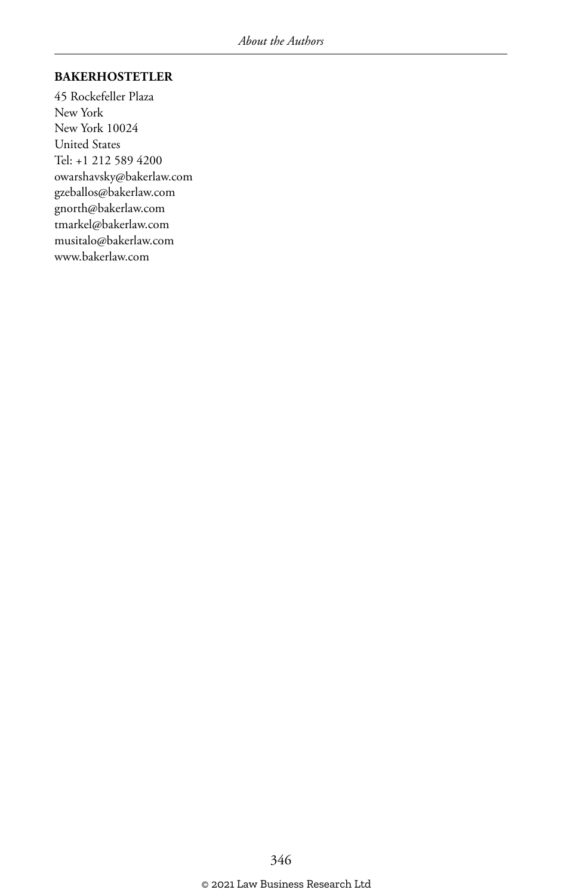**BAKERHOSTETLER**

45 Rockefeller Plaza
New York
New York 10024
United States
Tel: +1 212 589 4200
owarshavsky@bakerlaw.com
gzeballos@bakerlaw.com
gnorth@bakerlaw.com
tmarkel@bakerlaw.com
musitalo@bakerlaw.com
www.bakerlaw.com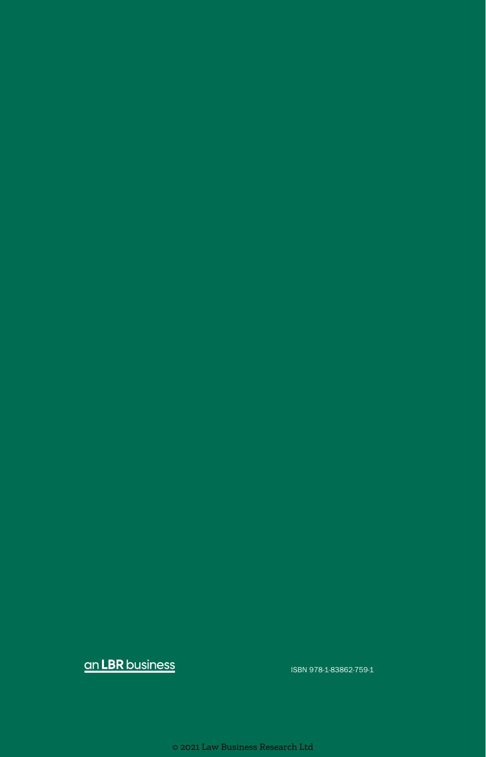an **LBR** business

ISBN 978-1-83862-759-1

© 2021 Law Business Research Ltd